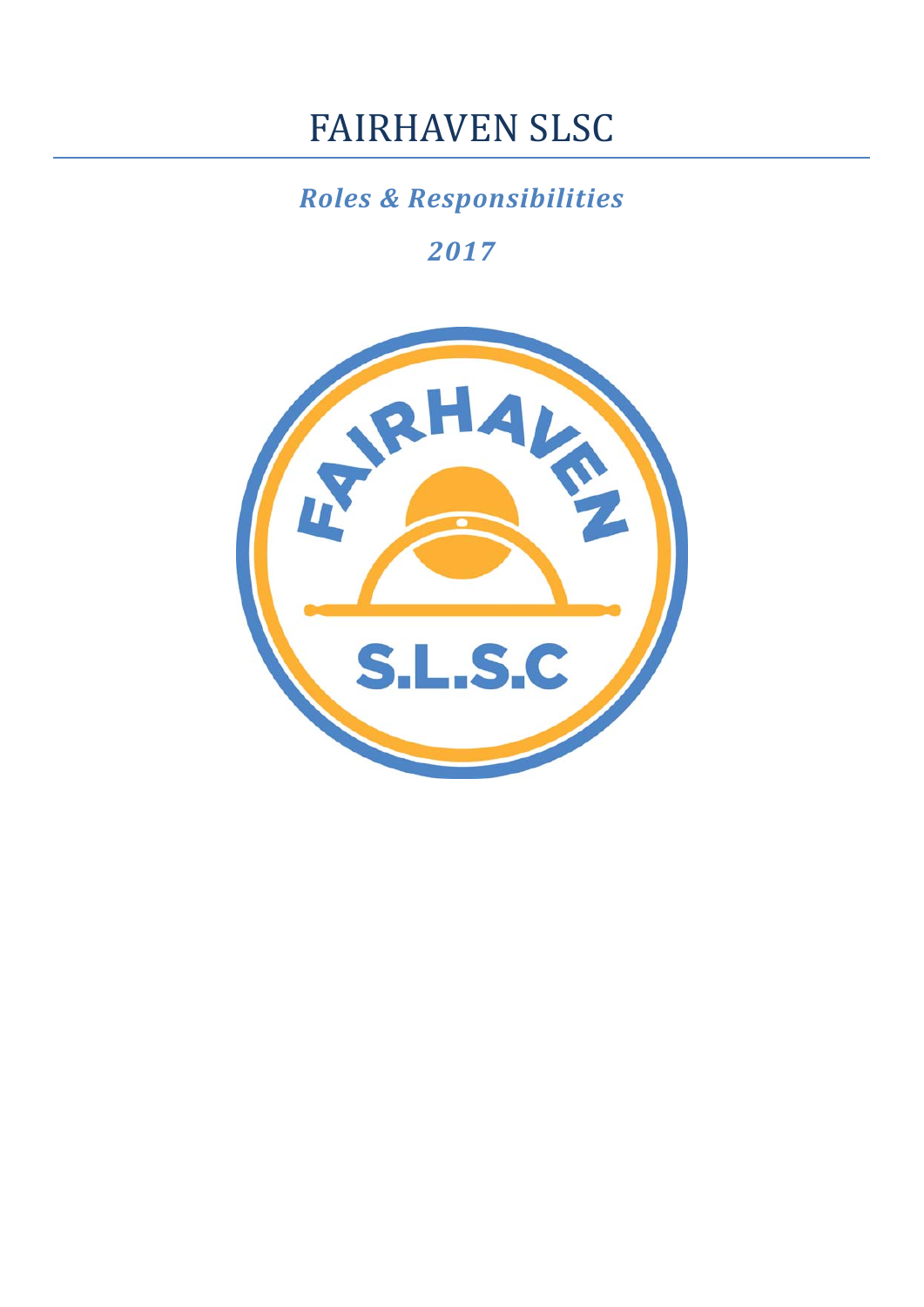# FAIRHAVEN SLSC

***Roles & Responsibilities***

***2017***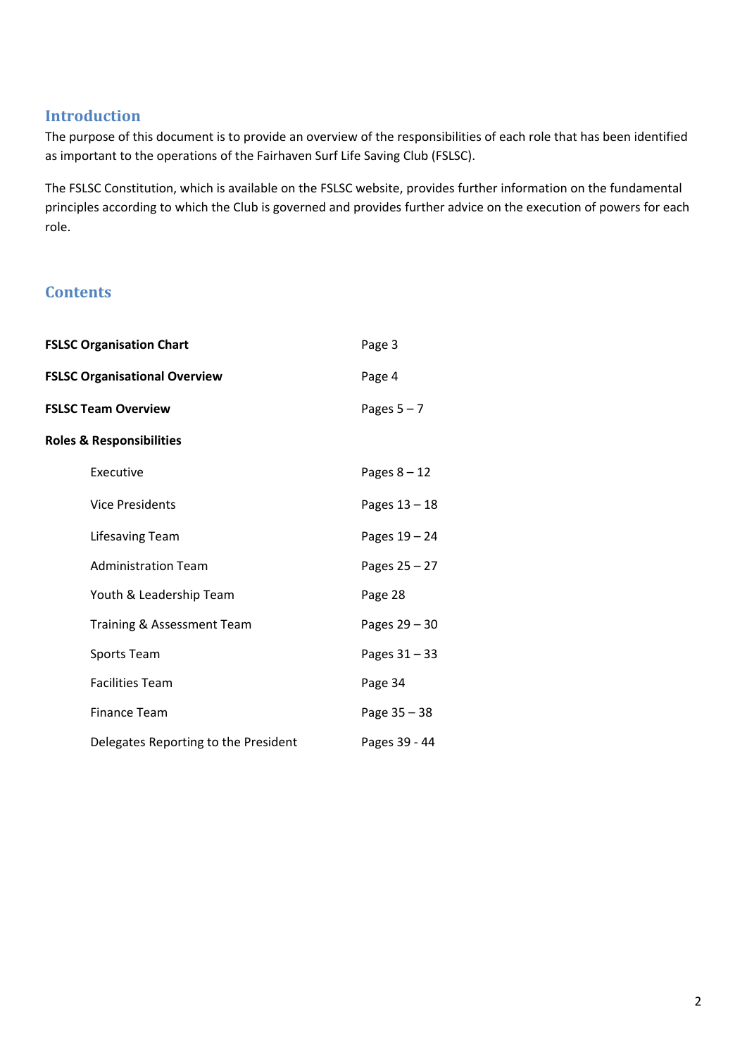## Introduction

The purpose of this document is to provide an overview of the responsibilities of each role that has been identified as important to the operations of the Fairhaven Surf Life Saving Club (FSLSC).

The FSLSC Constitution, which is available on the FSLSC website, provides further information on the fundamental principles according to which the Club is governed and provides further advice on the execution of powers for each role.

## Contents

| | |
|---|---|
| **FSLSC Organisation Chart** | Page 3 |
| **FSLSC Organisational Overview** | Page 4 |
| **FSLSC Team Overview** | Pages 5 – 7 |
| **Roles & Responsibilities** | |
| Executive | Pages 8 – 12 |
| Vice Presidents | Pages 13 – 18 |
| Lifesaving Team | Pages 19 – 24 |
| Administration Team | Pages 25 – 27 |
| Youth & Leadership Team | Page 28 |
| Training & Assessment Team | Pages 29 – 30 |
| Sports Team | Pages 31 – 33 |
| Facilities Team | Page 34 |
| Finance Team | Page 35 – 38 |
| Delegates Reporting to the President | Pages 39 - 44 |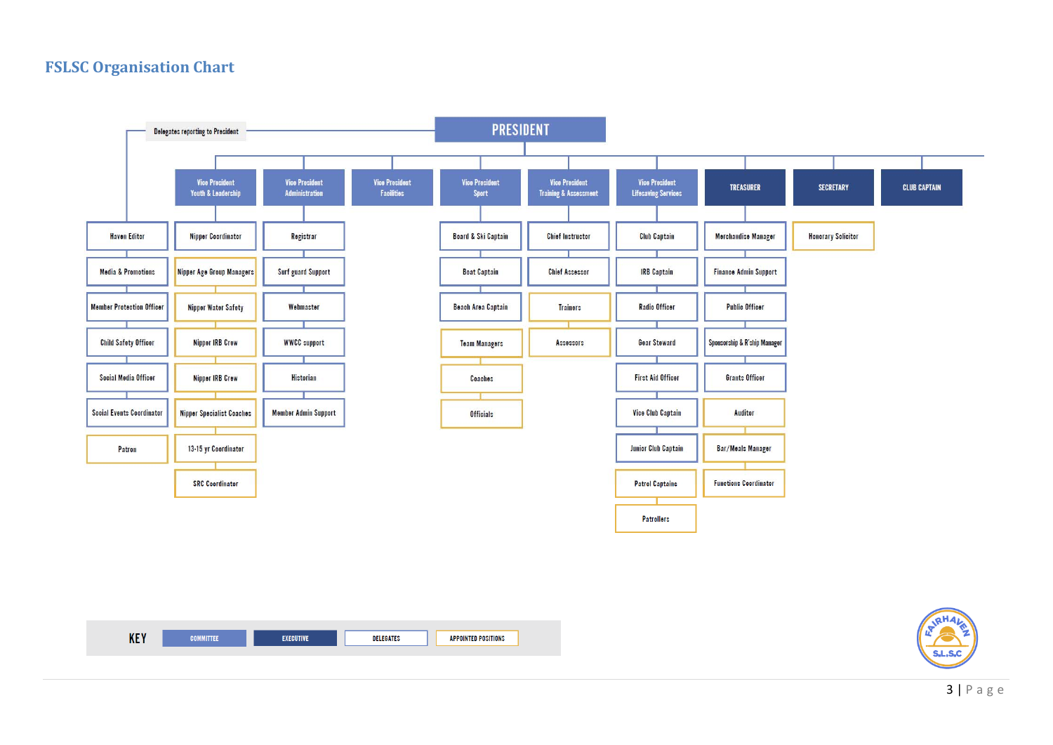# FSLSC Organisation Chart

**PRESIDENT**

Delegates reporting to President

| Delegates reporting to President | Vice President Youth & Leadership | Vice President Administration | Vice President Facilities | Vice President Sport | Vice President Training & Assessment | Vice President Lifesaving Services | TREASURER | SECRETARY | CLUB CAPTAIN |
|---|---|---|---|---|---|---|---|---|---|
| Haven Editor | Nipper Coordinator | Registrar | | Board & Ski Captain | Chief Instructor | Club Captain | Merchandise Manager | Honorary Solicitor | |
| Media & Promotions | Nipper Age Group Managers | Surf guard Support | | Boat Captain | Chief Assessor | IRB Captain | Finance Admin Support | | |
| Member Protection Officer | Nipper Water Safety | Webmaster | | Beach Area Captain | Trainers | Radio Officer | Public Officer | | |
| Child Safety Officer | Nipper IRB Crew | WWCC support | | Team Managers | Assessors | Gear Steward | Sponsorship & R'ship Manager | | |
| Social Media Officer | Nipper IRB Crew | Historian | | Coaches | | First Aid Officer | Grants Officer | | |
| Social Events Coordinator | Nipper Specialist Coaches | Member Admin Support | | Officials | | Vice Club Captain | Auditor | | |
| Patron | 13-15 yr Coordinator | | | | | Junior Club Captain | Bar/Meals Manager | | |
| | SRC Coordinator | | | | | Patrol Captains | Functions Coordinator | | |
| | | | | | | Patrollers | | | |

**KEY:** COMMITTEE | EXECUTIVE | DELEGATES | APPOINTED POSITIONS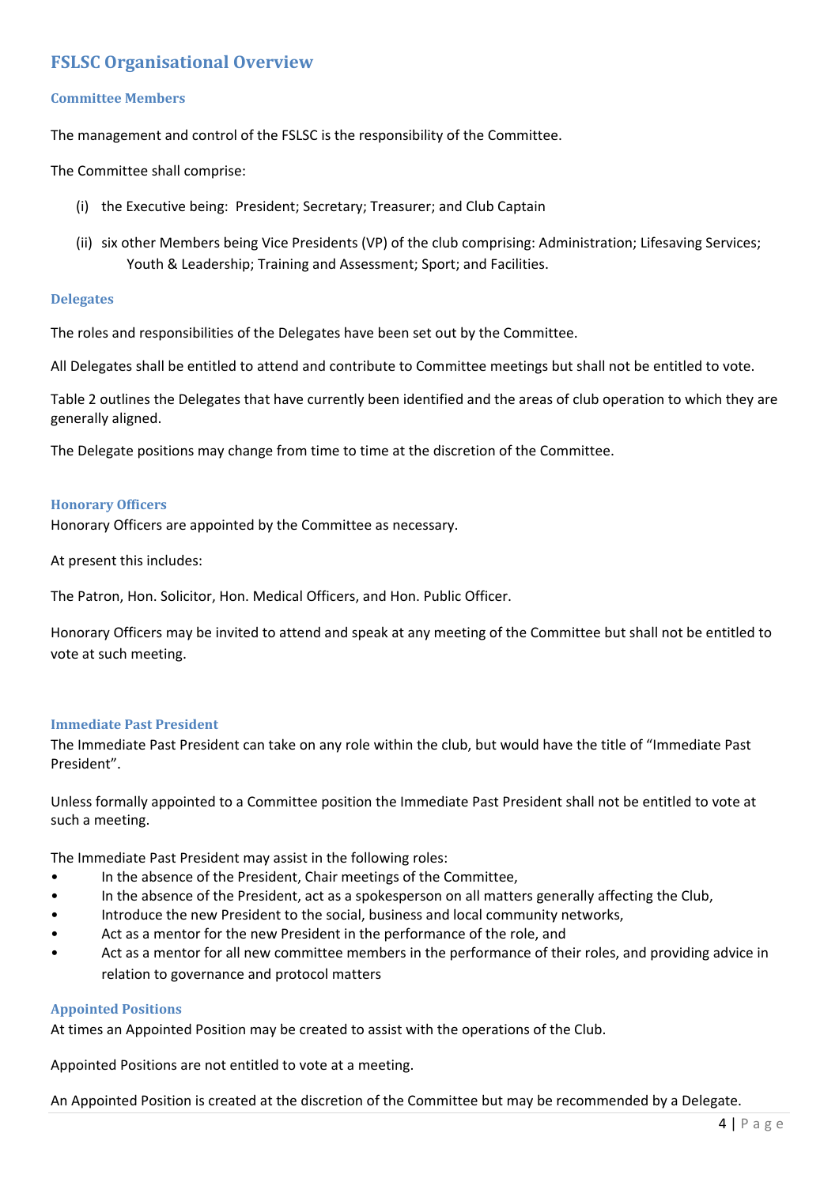## FSLSC Organisational Overview

### Committee Members

The management and control of the FSLSC is the responsibility of the Committee.

The Committee shall comprise:

(i) the Executive being: President; Secretary; Treasurer; and Club Captain

(ii) six other Members being Vice Presidents (VP) of the club comprising: Administration; Lifesaving Services; Youth & Leadership; Training and Assessment; Sport; and Facilities.

### Delegates

The roles and responsibilities of the Delegates have been set out by the Committee.

All Delegates shall be entitled to attend and contribute to Committee meetings but shall not be entitled to vote.

Table 2 outlines the Delegates that have currently been identified and the areas of club operation to which they are generally aligned.

The Delegate positions may change from time to time at the discretion of the Committee.

### Honorary Officers

Honorary Officers are appointed by the Committee as necessary.

At present this includes:

The Patron, Hon. Solicitor, Hon. Medical Officers, and Hon. Public Officer.

Honorary Officers may be invited to attend and speak at any meeting of the Committee but shall not be entitled to vote at such meeting.

### Immediate Past President

The Immediate Past President can take on any role within the club, but would have the title of "Immediate Past President".

Unless formally appointed to a Committee position the Immediate Past President shall not be entitled to vote at such a meeting.

The Immediate Past President may assist in the following roles:

- In the absence of the President, Chair meetings of the Committee,
- In the absence of the President, act as a spokesperson on all matters generally affecting the Club,
- Introduce the new President to the social, business and local community networks,
- Act as a mentor for the new President in the performance of the role, and
- Act as a mentor for all new committee members in the performance of their roles, and providing advice in relation to governance and protocol matters

### Appointed Positions

At times an Appointed Position may be created to assist with the operations of the Club.

Appointed Positions are not entitled to vote at a meeting.

An Appointed Position is created at the discretion of the Committee but may be recommended by a Delegate.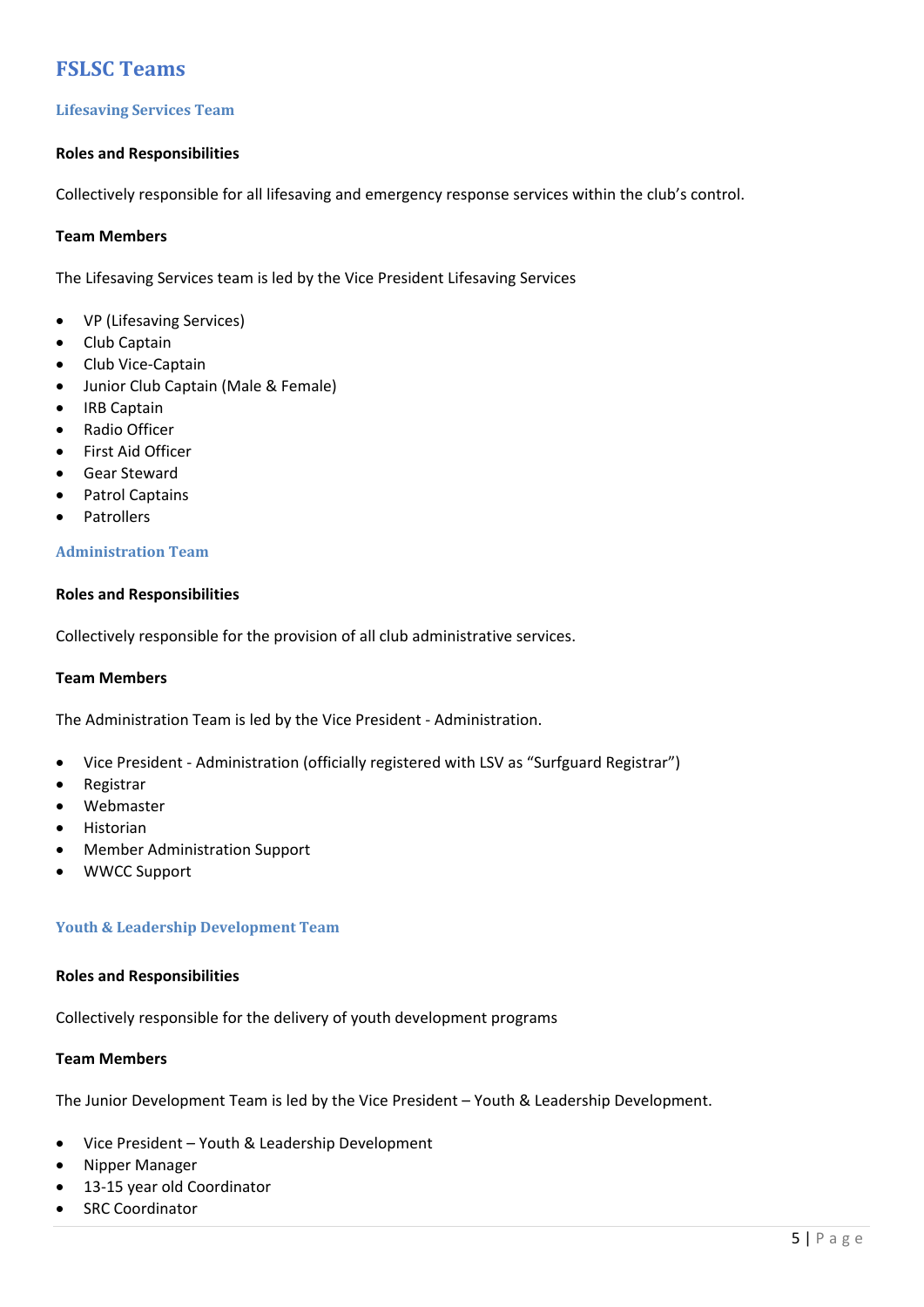# FSLSC Teams

## Lifesaving Services Team

**Roles and Responsibilities**

Collectively responsible for all lifesaving and emergency response services within the club's control.

**Team Members**

The Lifesaving Services team is led by the Vice President Lifesaving Services

- VP (Lifesaving Services)
- Club Captain
- Club Vice-Captain
- Junior Club Captain (Male & Female)
- IRB Captain
- Radio Officer
- First Aid Officer
- Gear Steward
- Patrol Captains
- Patrollers

## Administration Team

**Roles and Responsibilities**

Collectively responsible for the provision of all club administrative services.

**Team Members**

The Administration Team is led by the Vice President - Administration.

- Vice President - Administration (officially registered with LSV as "Surfguard Registrar")
- Registrar
- Webmaster
- Historian
- Member Administration Support
- WWCC Support

## Youth & Leadership Development Team

**Roles and Responsibilities**

Collectively responsible for the delivery of youth development programs

**Team Members**

The Junior Development Team is led by the Vice President – Youth & Leadership Development.

- Vice President – Youth & Leadership Development
- Nipper Manager
- 13-15 year old Coordinator
- SRC Coordinator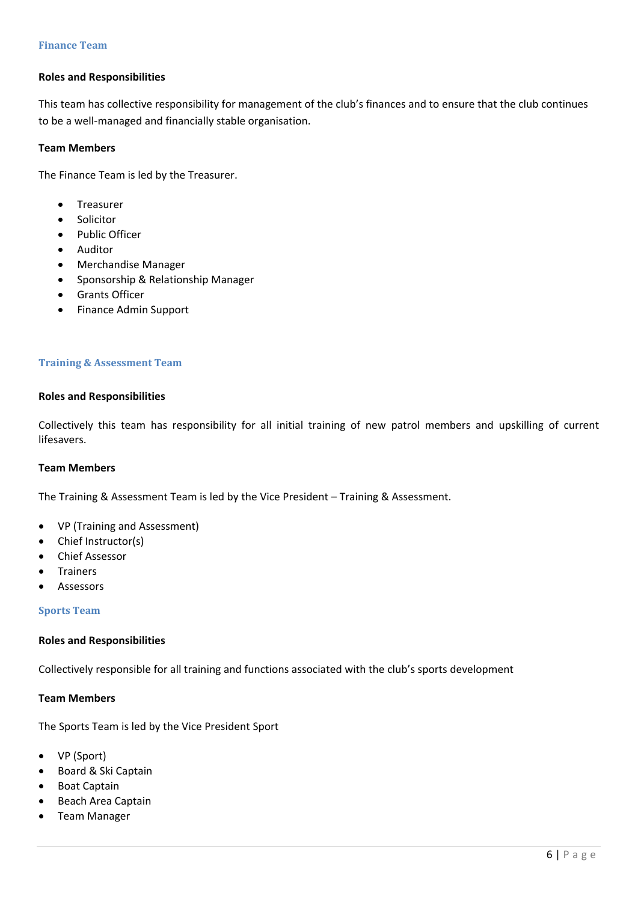## Finance Team

### Roles and Responsibilities

This team has collective responsibility for management of the club's finances and to ensure that the club continues to be a well-managed and financially stable organisation.

### Team Members

The Finance Team is led by the Treasurer.

- Treasurer
- Solicitor
- Public Officer
- Auditor
- Merchandise Manager
- Sponsorship & Relationship Manager
- Grants Officer
- Finance Admin Support

## Training & Assessment Team

### Roles and Responsibilities

Collectively this team has responsibility for all initial training of new patrol members and upskilling of current lifesavers.

### Team Members

The Training & Assessment Team is led by the Vice President – Training & Assessment.

- VP (Training and Assessment)
- Chief Instructor(s)
- Chief Assessor
- Trainers
- Assessors

## Sports Team

### Roles and Responsibilities

Collectively responsible for all training and functions associated with the club's sports development

### Team Members

The Sports Team is led by the Vice President Sport

- VP (Sport)
- Board & Ski Captain
- Boat Captain
- Beach Area Captain
- Team Manager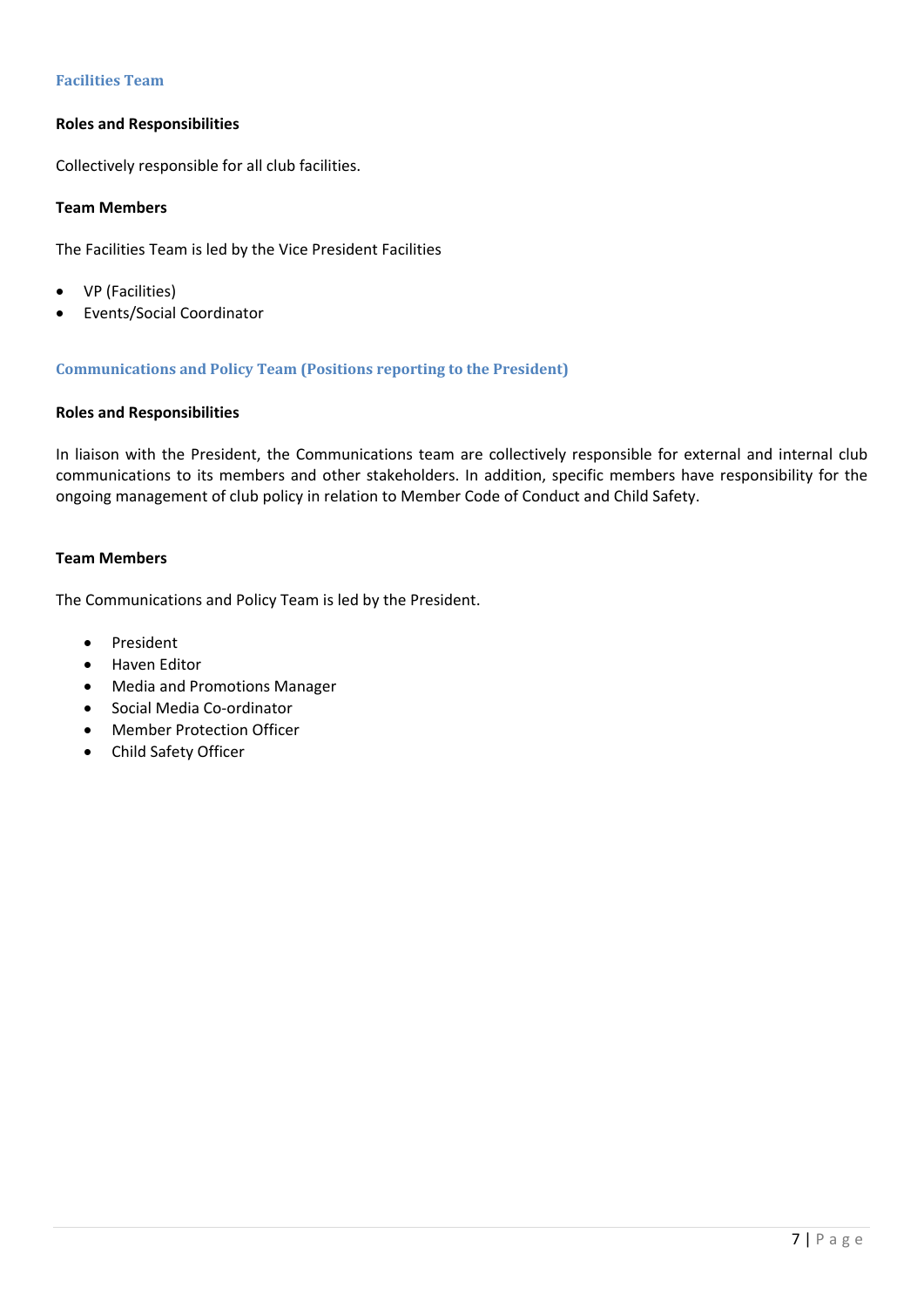### Facilities Team

**Roles and Responsibilities**

Collectively responsible for all club facilities.

**Team Members**

The Facilities Team is led by the Vice President Facilities

- VP (Facilities)
- Events/Social Coordinator

### Communications and Policy Team (Positions reporting to the President)

**Roles and Responsibilities**

In liaison with the President, the Communications team are collectively responsible for external and internal club communications to its members and other stakeholders. In addition, specific members have responsibility for the ongoing management of club policy in relation to Member Code of Conduct and Child Safety.

**Team Members**

The Communications and Policy Team is led by the President.

- President
- Haven Editor
- Media and Promotions Manager
- Social Media Co-ordinator
- Member Protection Officer
- Child Safety Officer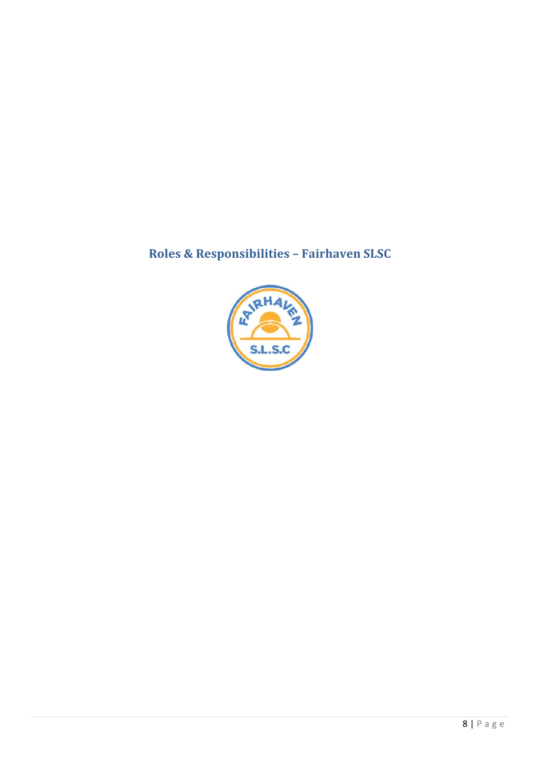# Roles & Responsibilities – Fairhaven SLSC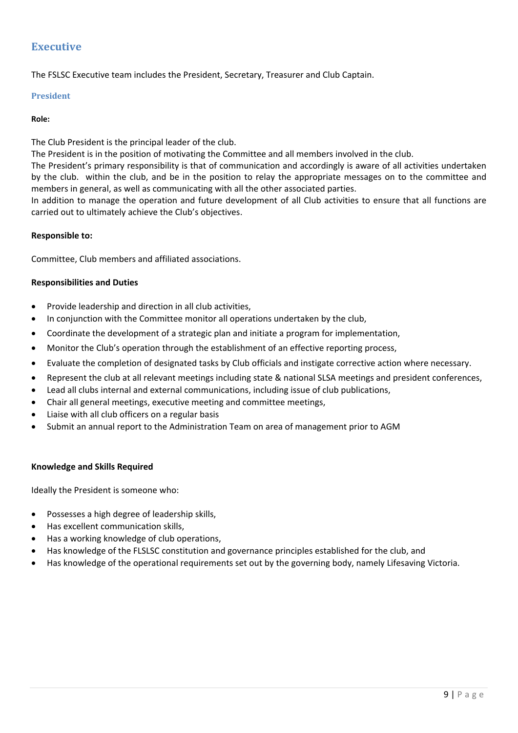## Executive

The FSLSC Executive team includes the President, Secretary, Treasurer and Club Captain.

### President

**Role:**

The Club President is the principal leader of the club.
The President is in the position of motivating the Committee and all members involved in the club.
The President's primary responsibility is that of communication and accordingly is aware of all activities undertaken by the club. within the club, and be in the position to relay the appropriate messages on to the committee and members in general, as well as communicating with all the other associated parties.
In addition to manage the operation and future development of all Club activities to ensure that all functions are carried out to ultimately achieve the Club's objectives.

**Responsible to:**

Committee, Club members and affiliated associations.

**Responsibilities and Duties**

- Provide leadership and direction in all club activities,
- In conjunction with the Committee monitor all operations undertaken by the club,
- Coordinate the development of a strategic plan and initiate a program for implementation,
- Monitor the Club's operation through the establishment of an effective reporting process,
- Evaluate the completion of designated tasks by Club officials and instigate corrective action where necessary.
- Represent the club at all relevant meetings including state & national SLSA meetings and president conferences,
- Lead all clubs internal and external communications, including issue of club publications,
- Chair all general meetings, executive meeting and committee meetings,
- Liaise with all club officers on a regular basis
- Submit an annual report to the Administration Team on area of management prior to AGM

**Knowledge and Skills Required**

Ideally the President is someone who:

- Possesses a high degree of leadership skills,
- Has excellent communication skills,
- Has a working knowledge of club operations,
- Has knowledge of the FLSLSC constitution and governance principles established for the club, and
- Has knowledge of the operational requirements set out by the governing body, namely Lifesaving Victoria.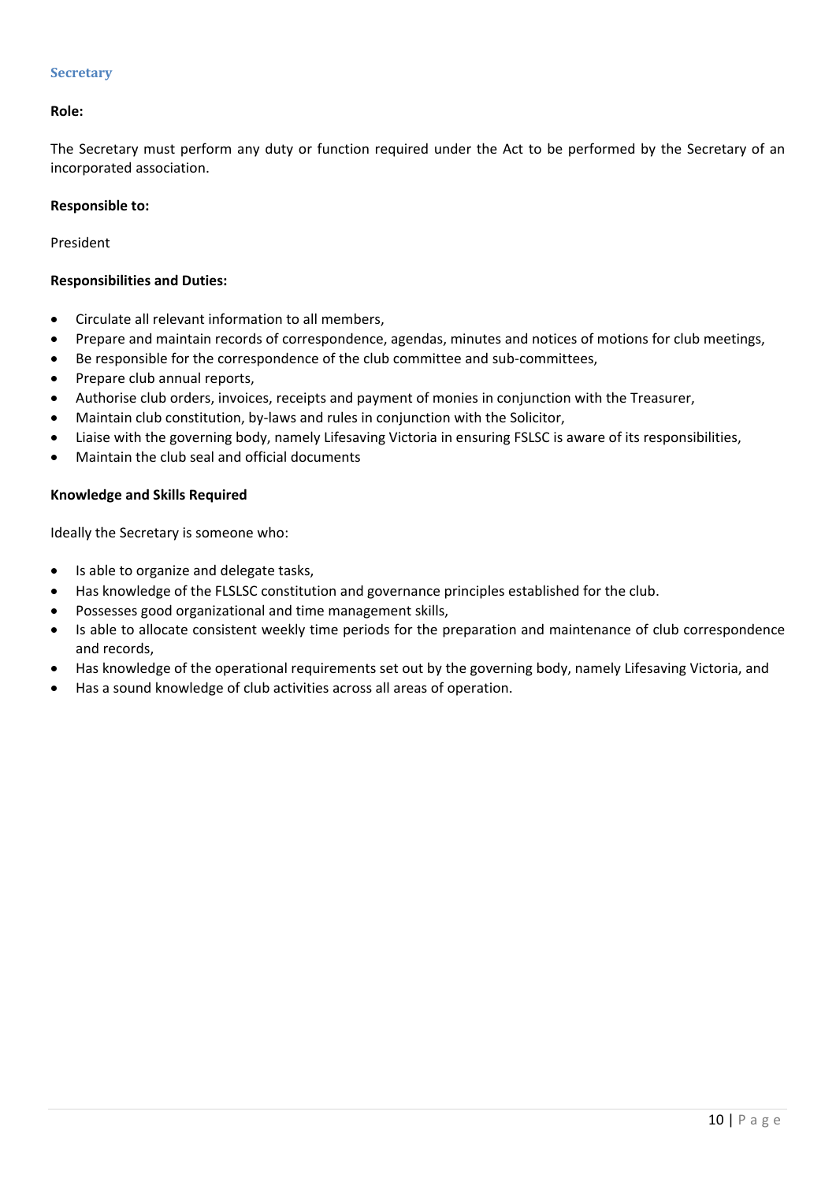### Secretary

**Role:**

The Secretary must perform any duty or function required under the Act to be performed by the Secretary of an incorporated association.

**Responsible to:**

President

**Responsibilities and Duties:**

- Circulate all relevant information to all members,
- Prepare and maintain records of correspondence, agendas, minutes and notices of motions for club meetings,
- Be responsible for the correspondence of the club committee and sub-committees,
- Prepare club annual reports,
- Authorise club orders, invoices, receipts and payment of monies in conjunction with the Treasurer,
- Maintain club constitution, by-laws and rules in conjunction with the Solicitor,
- Liaise with the governing body, namely Lifesaving Victoria in ensuring FSLSC is aware of its responsibilities,
- Maintain the club seal and official documents

**Knowledge and Skills Required**

Ideally the Secretary is someone who:

- Is able to organize and delegate tasks,
- Has knowledge of the FLSLSC constitution and governance principles established for the club.
- Possesses good organizational and time management skills,
- Is able to allocate consistent weekly time periods for the preparation and maintenance of club correspondence and records,
- Has knowledge of the operational requirements set out by the governing body, namely Lifesaving Victoria, and
- Has a sound knowledge of club activities across all areas of operation.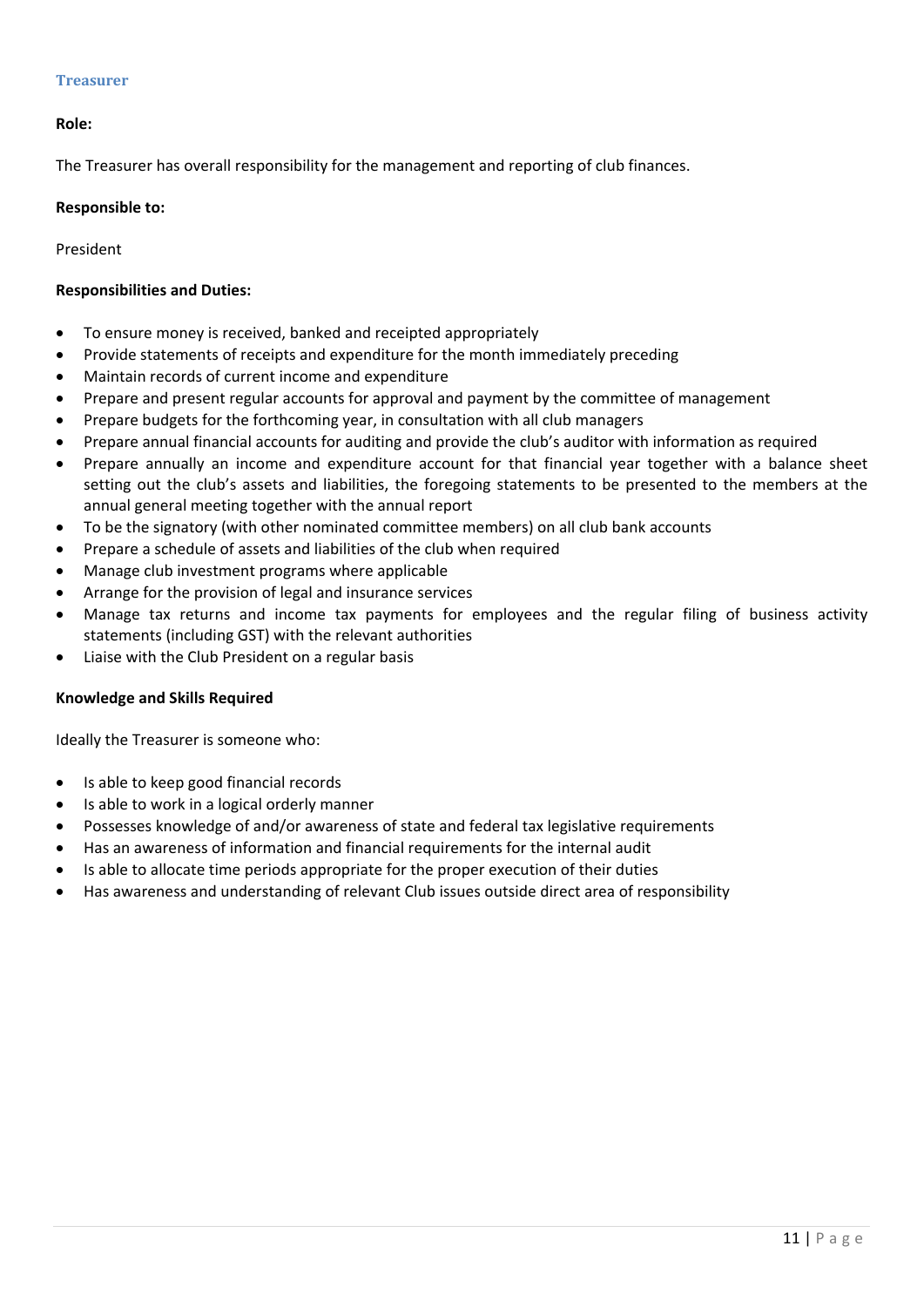### Treasurer

**Role:**

The Treasurer has overall responsibility for the management and reporting of club finances.

**Responsible to:**

President

**Responsibilities and Duties:**

- To ensure money is received, banked and receipted appropriately
- Provide statements of receipts and expenditure for the month immediately preceding
- Maintain records of current income and expenditure
- Prepare and present regular accounts for approval and payment by the committee of management
- Prepare budgets for the forthcoming year, in consultation with all club managers
- Prepare annual financial accounts for auditing and provide the club's auditor with information as required
- Prepare annually an income and expenditure account for that financial year together with a balance sheet setting out the club's assets and liabilities, the foregoing statements to be presented to the members at the annual general meeting together with the annual report
- To be the signatory (with other nominated committee members) on all club bank accounts
- Prepare a schedule of assets and liabilities of the club when required
- Manage club investment programs where applicable
- Arrange for the provision of legal and insurance services
- Manage tax returns and income tax payments for employees and the regular filing of business activity statements (including GST) with the relevant authorities
- Liaise with the Club President on a regular basis

**Knowledge and Skills Required**

Ideally the Treasurer is someone who:

- Is able to keep good financial records
- Is able to work in a logical orderly manner
- Possesses knowledge of and/or awareness of state and federal tax legislative requirements
- Has an awareness of information and financial requirements for the internal audit
- Is able to allocate time periods appropriate for the proper execution of their duties
- Has awareness and understanding of relevant Club issues outside direct area of responsibility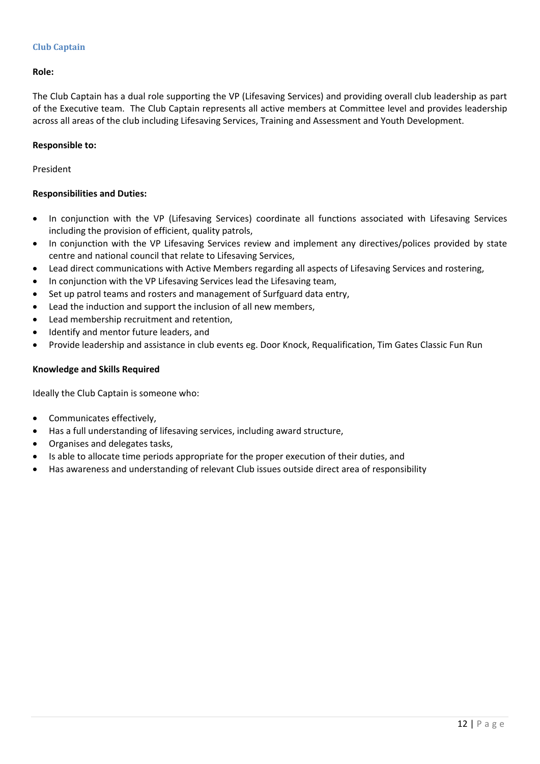### Club Captain

**Role:**

The Club Captain has a dual role supporting the VP (Lifesaving Services) and providing overall club leadership as part of the Executive team. The Club Captain represents all active members at Committee level and provides leadership across all areas of the club including Lifesaving Services, Training and Assessment and Youth Development.

**Responsible to:**

President

**Responsibilities and Duties:**

- In conjunction with the VP (Lifesaving Services) coordinate all functions associated with Lifesaving Services including the provision of efficient, quality patrols,
- In conjunction with the VP Lifesaving Services review and implement any directives/polices provided by state centre and national council that relate to Lifesaving Services,
- Lead direct communications with Active Members regarding all aspects of Lifesaving Services and rostering,
- In conjunction with the VP Lifesaving Services lead the Lifesaving team,
- Set up patrol teams and rosters and management of Surfguard data entry,
- Lead the induction and support the inclusion of all new members,
- Lead membership recruitment and retention,
- Identify and mentor future leaders, and
- Provide leadership and assistance in club events eg. Door Knock, Requalification, Tim Gates Classic Fun Run

**Knowledge and Skills Required**

Ideally the Club Captain is someone who:

- Communicates effectively,
- Has a full understanding of lifesaving services, including award structure,
- Organises and delegates tasks,
- Is able to allocate time periods appropriate for the proper execution of their duties, and
- Has awareness and understanding of relevant Club issues outside direct area of responsibility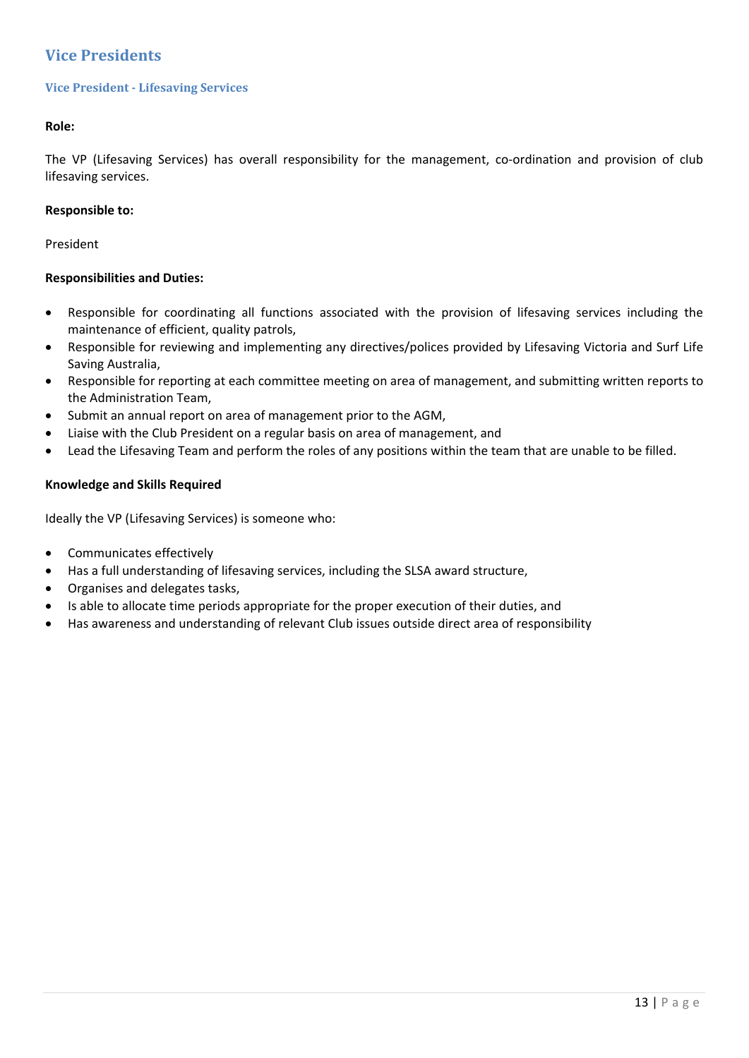# Vice Presidents

## Vice President - Lifesaving Services

**Role:**

The VP (Lifesaving Services) has overall responsibility for the management, co-ordination and provision of club lifesaving services.

**Responsible to:**

President

**Responsibilities and Duties:**

- Responsible for coordinating all functions associated with the provision of lifesaving services including the maintenance of efficient, quality patrols,
- Responsible for reviewing and implementing any directives/polices provided by Lifesaving Victoria and Surf Life Saving Australia,
- Responsible for reporting at each committee meeting on area of management, and submitting written reports to the Administration Team,
- Submit an annual report on area of management prior to the AGM,
- Liaise with the Club President on a regular basis on area of management, and
- Lead the Lifesaving Team and perform the roles of any positions within the team that are unable to be filled.

**Knowledge and Skills Required**

Ideally the VP (Lifesaving Services) is someone who:

- Communicates effectively
- Has a full understanding of lifesaving services, including the SLSA award structure,
- Organises and delegates tasks,
- Is able to allocate time periods appropriate for the proper execution of their duties, and
- Has awareness and understanding of relevant Club issues outside direct area of responsibility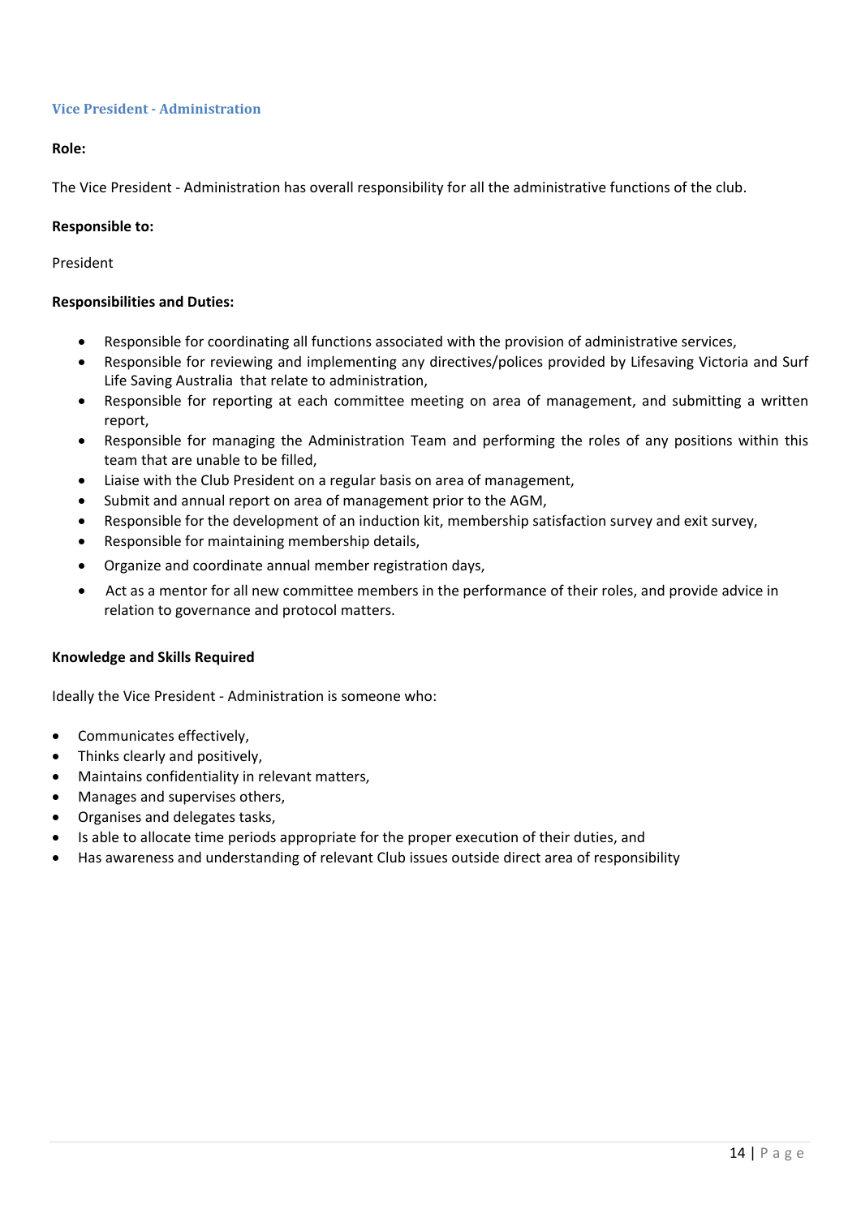## Vice President - Administration

**Role:**

The Vice President - Administration has overall responsibility for all the administrative functions of the club.

**Responsible to:**

President

**Responsibilities and Duties:**

- Responsible for coordinating all functions associated with the provision of administrative services,
- Responsible for reviewing and implementing any directives/polices provided by Lifesaving Victoria and Surf Life Saving Australia that relate to administration,
- Responsible for reporting at each committee meeting on area of management, and submitting a written report,
- Responsible for managing the Administration Team and performing the roles of any positions within this team that are unable to be filled,
- Liaise with the Club President on a regular basis on area of management,
- Submit and annual report on area of management prior to the AGM,
- Responsible for the development of an induction kit, membership satisfaction survey and exit survey,
- Responsible for maintaining membership details,
- Organize and coordinate annual member registration days,
- Act as a mentor for all new committee members in the performance of their roles, and provide advice in relation to governance and protocol matters.

**Knowledge and Skills Required**

Ideally the Vice President - Administration is someone who:

- Communicates effectively,
- Thinks clearly and positively,
- Maintains confidentiality in relevant matters,
- Manages and supervises others,
- Organises and delegates tasks,
- Is able to allocate time periods appropriate for the proper execution of their duties, and
- Has awareness and understanding of relevant Club issues outside direct area of responsibility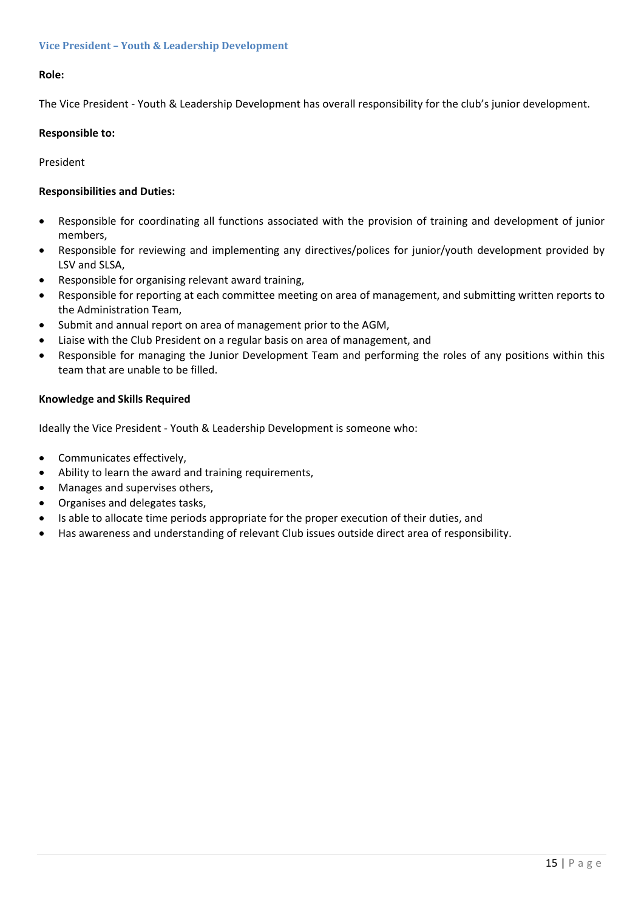### Vice President – Youth & Leadership Development

**Role:**

The Vice President - Youth & Leadership Development has overall responsibility for the club's junior development.

**Responsible to:**

President

**Responsibilities and Duties:**

- Responsible for coordinating all functions associated with the provision of training and development of junior members,
- Responsible for reviewing and implementing any directives/polices for junior/youth development provided by LSV and SLSA,
- Responsible for organising relevant award training,
- Responsible for reporting at each committee meeting on area of management, and submitting written reports to the Administration Team,
- Submit and annual report on area of management prior to the AGM,
- Liaise with the Club President on a regular basis on area of management, and
- Responsible for managing the Junior Development Team and performing the roles of any positions within this team that are unable to be filled.

**Knowledge and Skills Required**

Ideally the Vice President - Youth & Leadership Development is someone who:

- Communicates effectively,
- Ability to learn the award and training requirements,
- Manages and supervises others,
- Organises and delegates tasks,
- Is able to allocate time periods appropriate for the proper execution of their duties, and
- Has awareness and understanding of relevant Club issues outside direct area of responsibility.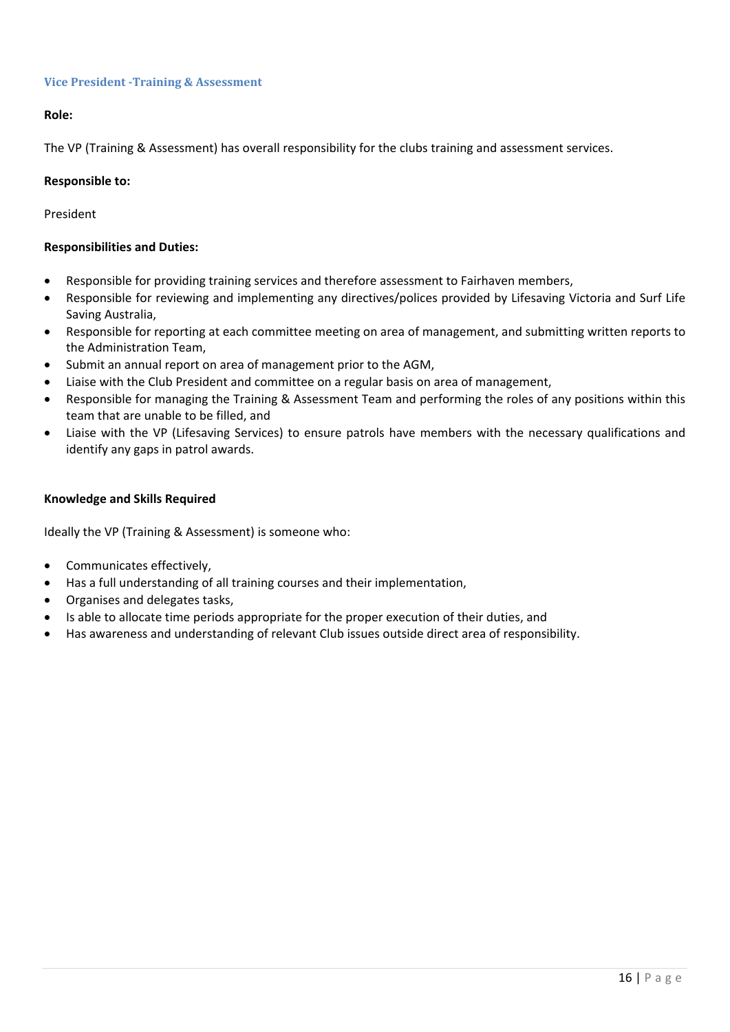### Vice President -Training & Assessment

**Role:**

The VP (Training & Assessment) has overall responsibility for the clubs training and assessment services.

**Responsible to:**

President

**Responsibilities and Duties:**

- Responsible for providing training services and therefore assessment to Fairhaven members,
- Responsible for reviewing and implementing any directives/polices provided by Lifesaving Victoria and Surf Life Saving Australia,
- Responsible for reporting at each committee meeting on area of management, and submitting written reports to the Administration Team,
- Submit an annual report on area of management prior to the AGM,
- Liaise with the Club President and committee on a regular basis on area of management,
- Responsible for managing the Training & Assessment Team and performing the roles of any positions within this team that are unable to be filled, and
- Liaise with the VP (Lifesaving Services) to ensure patrols have members with the necessary qualifications and identify any gaps in patrol awards.

**Knowledge and Skills Required**

Ideally the VP (Training & Assessment) is someone who:

- Communicates effectively,
- Has a full understanding of all training courses and their implementation,
- Organises and delegates tasks,
- Is able to allocate time periods appropriate for the proper execution of their duties, and
- Has awareness and understanding of relevant Club issues outside direct area of responsibility.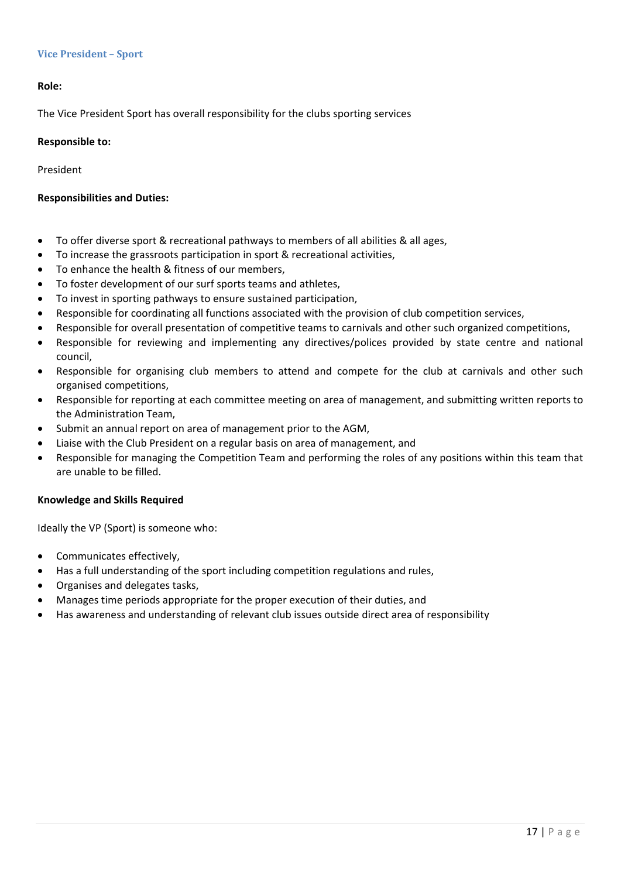### Vice President – Sport

**Role:**

The Vice President Sport has overall responsibility for the clubs sporting services

**Responsible to:**

President

**Responsibilities and Duties:**

- To offer diverse sport & recreational pathways to members of all abilities & all ages,
- To increase the grassroots participation in sport & recreational activities,
- To enhance the health & fitness of our members,
- To foster development of our surf sports teams and athletes,
- To invest in sporting pathways to ensure sustained participation,
- Responsible for coordinating all functions associated with the provision of club competition services,
- Responsible for overall presentation of competitive teams to carnivals and other such organized competitions,
- Responsible for reviewing and implementing any directives/polices provided by state centre and national council,
- Responsible for organising club members to attend and compete for the club at carnivals and other such organised competitions,
- Responsible for reporting at each committee meeting on area of management, and submitting written reports to the Administration Team,
- Submit an annual report on area of management prior to the AGM,
- Liaise with the Club President on a regular basis on area of management, and
- Responsible for managing the Competition Team and performing the roles of any positions within this team that are unable to be filled.

**Knowledge and Skills Required**

Ideally the VP (Sport) is someone who:

- Communicates effectively,
- Has a full understanding of the sport including competition regulations and rules,
- Organises and delegates tasks,
- Manages time periods appropriate for the proper execution of their duties, and
- Has awareness and understanding of relevant club issues outside direct area of responsibility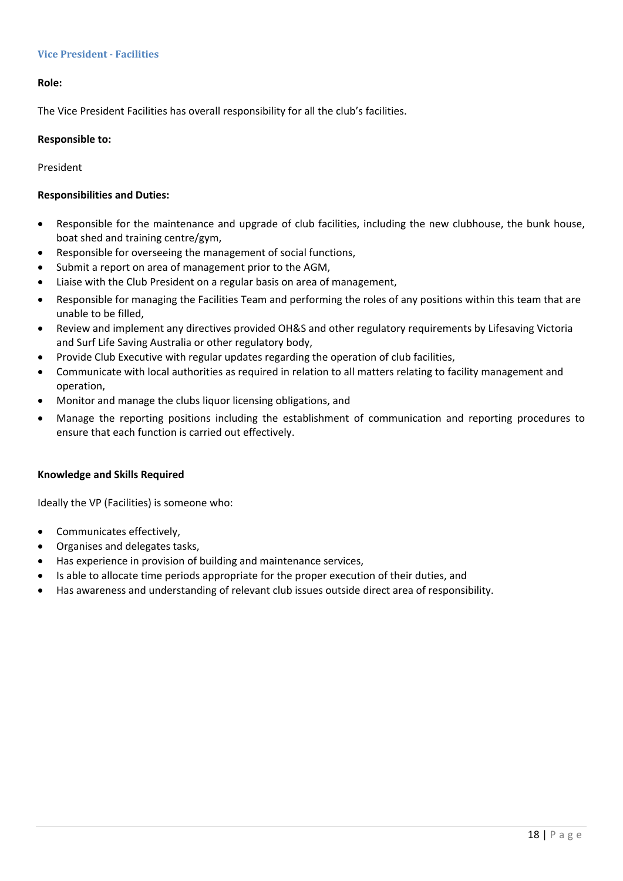### Vice President - Facilities

**Role:**

The Vice President Facilities has overall responsibility for all the club's facilities.

**Responsible to:**

President

**Responsibilities and Duties:**

- Responsible for the maintenance and upgrade of club facilities, including the new clubhouse, the bunk house, boat shed and training centre/gym,
- Responsible for overseeing the management of social functions,
- Submit a report on area of management prior to the AGM,
- Liaise with the Club President on a regular basis on area of management,
- Responsible for managing the Facilities Team and performing the roles of any positions within this team that are unable to be filled,
- Review and implement any directives provided OH&S and other regulatory requirements by Lifesaving Victoria and Surf Life Saving Australia or other regulatory body,
- Provide Club Executive with regular updates regarding the operation of club facilities,
- Communicate with local authorities as required in relation to all matters relating to facility management and operation,
- Monitor and manage the clubs liquor licensing obligations, and
- Manage the reporting positions including the establishment of communication and reporting procedures to ensure that each function is carried out effectively.

**Knowledge and Skills Required**

Ideally the VP (Facilities) is someone who:

- Communicates effectively,
- Organises and delegates tasks,
- Has experience in provision of building and maintenance services,
- Is able to allocate time periods appropriate for the proper execution of their duties, and
- Has awareness and understanding of relevant club issues outside direct area of responsibility.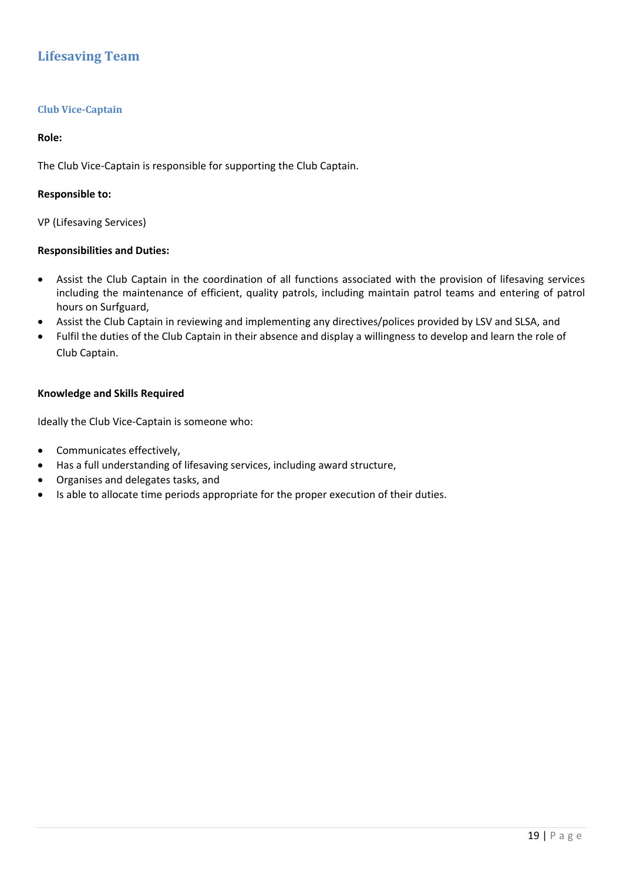## Lifesaving Team

### Club Vice-Captain

**Role:**

The Club Vice-Captain is responsible for supporting the Club Captain.

**Responsible to:**

VP (Lifesaving Services)

**Responsibilities and Duties:**

- Assist the Club Captain in the coordination of all functions associated with the provision of lifesaving services including the maintenance of efficient, quality patrols, including maintain patrol teams and entering of patrol hours on Surfguard,
- Assist the Club Captain in reviewing and implementing any directives/polices provided by LSV and SLSA, and
- Fulfil the duties of the Club Captain in their absence and display a willingness to develop and learn the role of Club Captain.

**Knowledge and Skills Required**

Ideally the Club Vice-Captain is someone who:

- Communicates effectively,
- Has a full understanding of lifesaving services, including award structure,
- Organises and delegates tasks, and
- Is able to allocate time periods appropriate for the proper execution of their duties.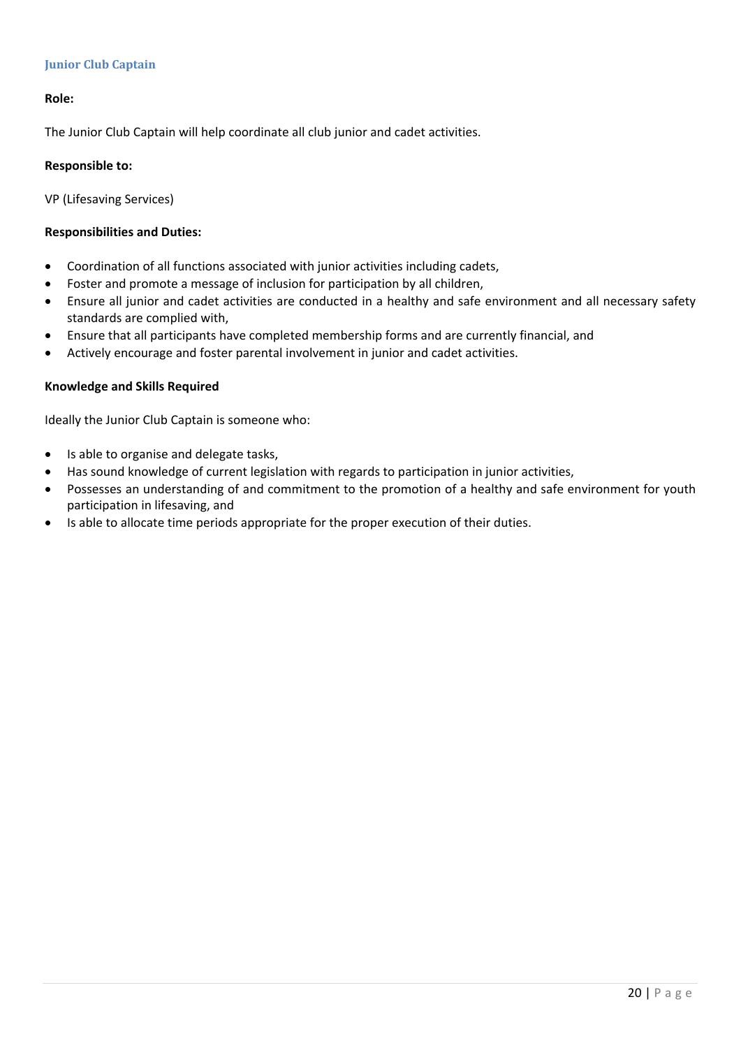### Junior Club Captain

**Role:**

The Junior Club Captain will help coordinate all club junior and cadet activities.

**Responsible to:**

VP (Lifesaving Services)

**Responsibilities and Duties:**

- Coordination of all functions associated with junior activities including cadets,
- Foster and promote a message of inclusion for participation by all children,
- Ensure all junior and cadet activities are conducted in a healthy and safe environment and all necessary safety standards are complied with,
- Ensure that all participants have completed membership forms and are currently financial, and
- Actively encourage and foster parental involvement in junior and cadet activities.

**Knowledge and Skills Required**

Ideally the Junior Club Captain is someone who:

- Is able to organise and delegate tasks,
- Has sound knowledge of current legislation with regards to participation in junior activities,
- Possesses an understanding of and commitment to the promotion of a healthy and safe environment for youth participation in lifesaving, and
- Is able to allocate time periods appropriate for the proper execution of their duties.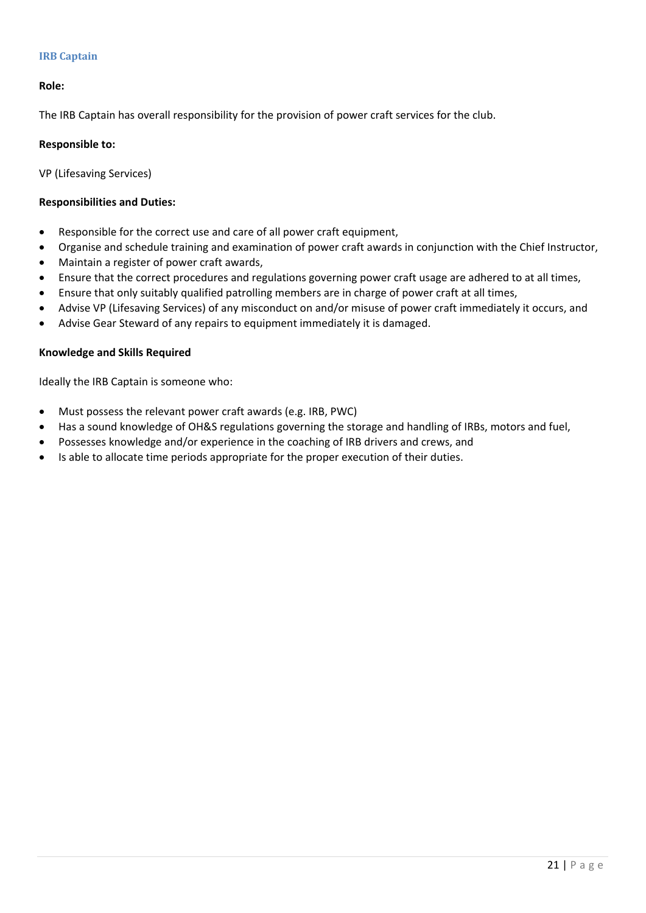### IRB Captain

**Role:**

The IRB Captain has overall responsibility for the provision of power craft services for the club.

**Responsible to:**

VP (Lifesaving Services)

**Responsibilities and Duties:**

- Responsible for the correct use and care of all power craft equipment,
- Organise and schedule training and examination of power craft awards in conjunction with the Chief Instructor,
- Maintain a register of power craft awards,
- Ensure that the correct procedures and regulations governing power craft usage are adhered to at all times,
- Ensure that only suitably qualified patrolling members are in charge of power craft at all times,
- Advise VP (Lifesaving Services) of any misconduct on and/or misuse of power craft immediately it occurs, and
- Advise Gear Steward of any repairs to equipment immediately it is damaged.

**Knowledge and Skills Required**

Ideally the IRB Captain is someone who:

- Must possess the relevant power craft awards (e.g. IRB, PWC)
- Has a sound knowledge of OH&S regulations governing the storage and handling of IRBs, motors and fuel,
- Possesses knowledge and/or experience in the coaching of IRB drivers and crews, and
- Is able to allocate time periods appropriate for the proper execution of their duties.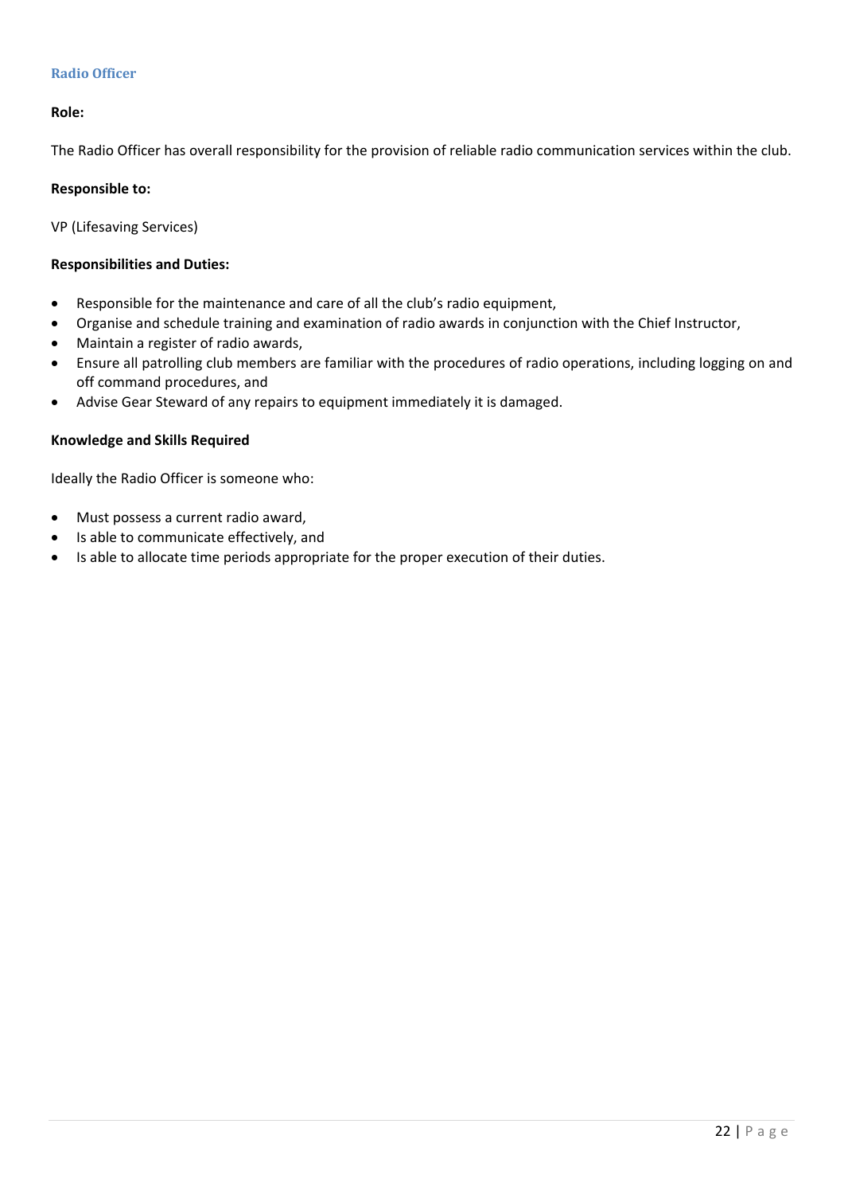### Radio Officer

**Role:**

The Radio Officer has overall responsibility for the provision of reliable radio communication services within the club.

**Responsible to:**

VP (Lifesaving Services)

**Responsibilities and Duties:**

- Responsible for the maintenance and care of all the club's radio equipment,
- Organise and schedule training and examination of radio awards in conjunction with the Chief Instructor,
- Maintain a register of radio awards,
- Ensure all patrolling club members are familiar with the procedures of radio operations, including logging on and off command procedures, and
- Advise Gear Steward of any repairs to equipment immediately it is damaged.

**Knowledge and Skills Required**

Ideally the Radio Officer is someone who:

- Must possess a current radio award,
- Is able to communicate effectively, and
- Is able to allocate time periods appropriate for the proper execution of their duties.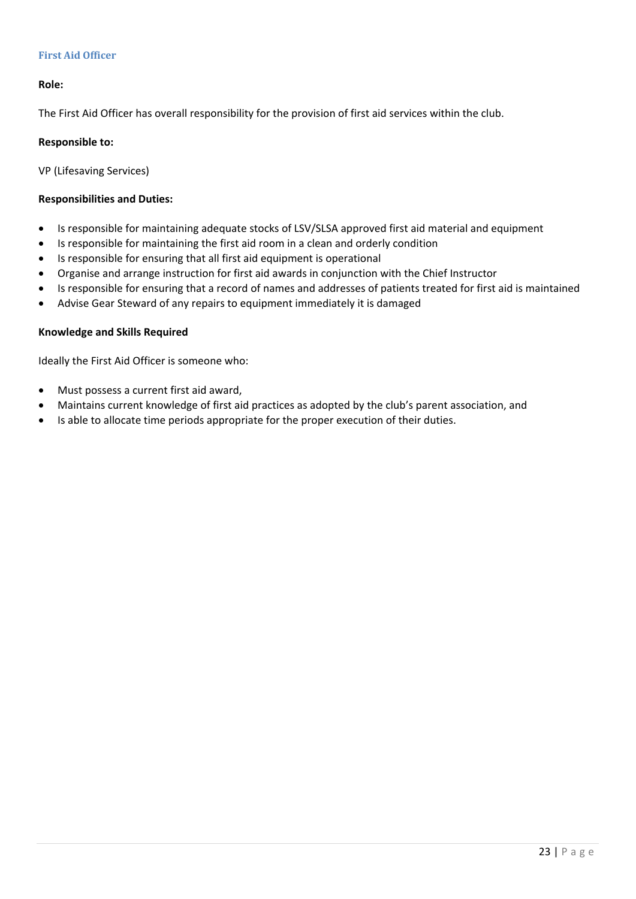### First Aid Officer

**Role:**

The First Aid Officer has overall responsibility for the provision of first aid services within the club.

**Responsible to:**

VP (Lifesaving Services)

**Responsibilities and Duties:**

- Is responsible for maintaining adequate stocks of LSV/SLSA approved first aid material and equipment
- Is responsible for maintaining the first aid room in a clean and orderly condition
- Is responsible for ensuring that all first aid equipment is operational
- Organise and arrange instruction for first aid awards in conjunction with the Chief Instructor
- Is responsible for ensuring that a record of names and addresses of patients treated for first aid is maintained
- Advise Gear Steward of any repairs to equipment immediately it is damaged

**Knowledge and Skills Required**

Ideally the First Aid Officer is someone who:

- Must possess a current first aid award,
- Maintains current knowledge of first aid practices as adopted by the club's parent association, and
- Is able to allocate time periods appropriate for the proper execution of their duties.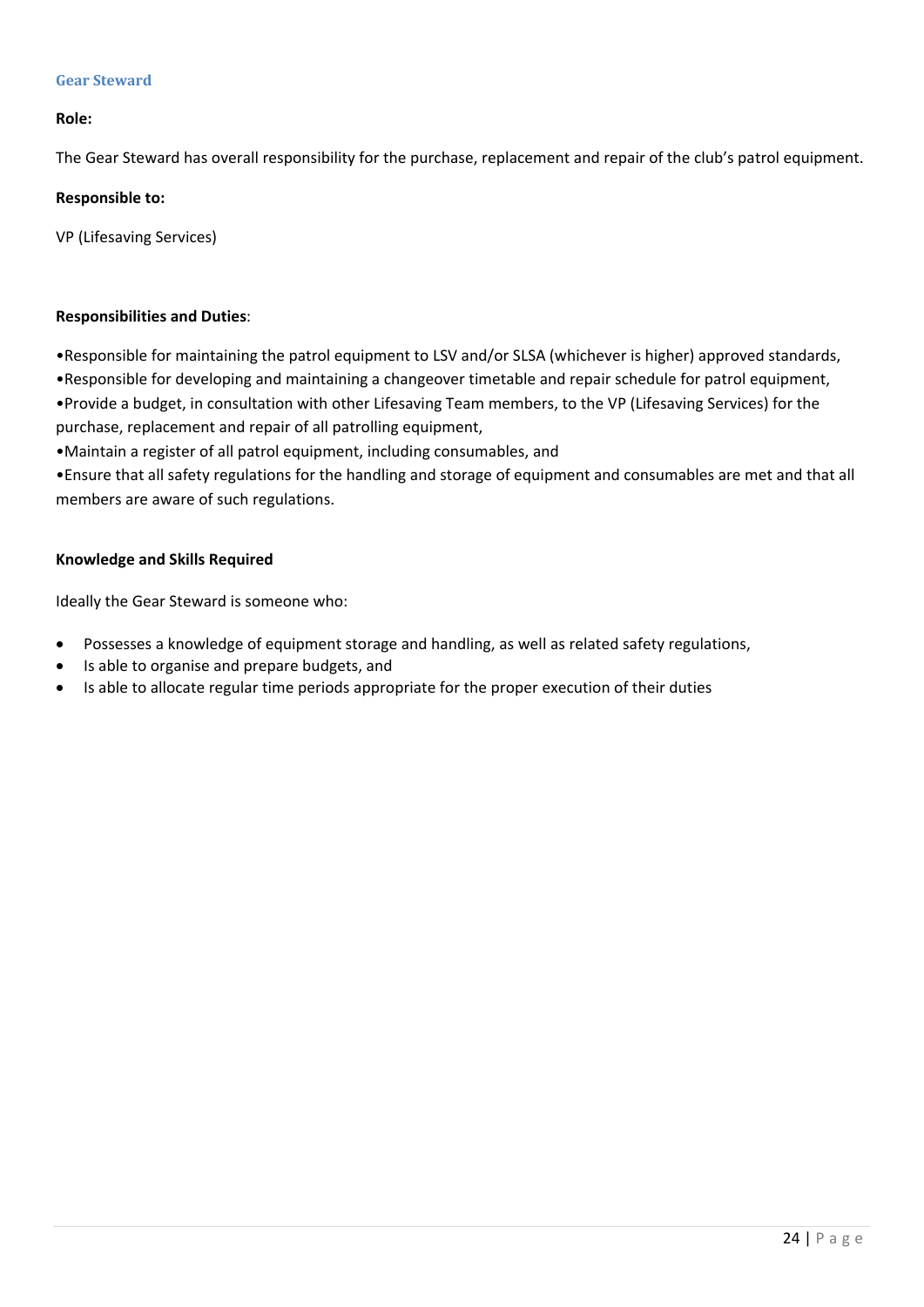### Gear Steward

**Role:**

The Gear Steward has overall responsibility for the purchase, replacement and repair of the club's patrol equipment.

**Responsible to:**

VP (Lifesaving Services)

**Responsibilities and Duties**:

- Responsible for maintaining the patrol equipment to LSV and/or SLSA (whichever is higher) approved standards,
- Responsible for developing and maintaining a changeover timetable and repair schedule for patrol equipment,
- Provide a budget, in consultation with other Lifesaving Team members, to the VP (Lifesaving Services) for the purchase, replacement and repair of all patrolling equipment,
- Maintain a register of all patrol equipment, including consumables, and
- Ensure that all safety regulations for the handling and storage of equipment and consumables are met and that all members are aware of such regulations.

**Knowledge and Skills Required**

Ideally the Gear Steward is someone who:

- Possesses a knowledge of equipment storage and handling, as well as related safety regulations,
- Is able to organise and prepare budgets, and
- Is able to allocate regular time periods appropriate for the proper execution of their duties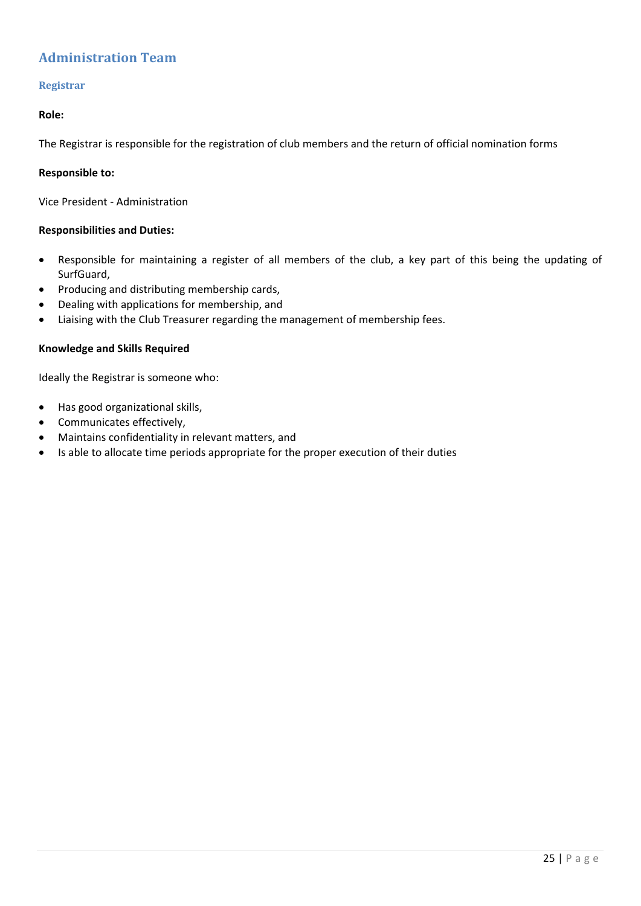## Administration Team

### Registrar

**Role:**

The Registrar is responsible for the registration of club members and the return of official nomination forms

**Responsible to:**

Vice President - Administration

**Responsibilities and Duties:**

- Responsible for maintaining a register of all members of the club, a key part of this being the updating of SurfGuard,
- Producing and distributing membership cards,
- Dealing with applications for membership, and
- Liaising with the Club Treasurer regarding the management of membership fees.

**Knowledge and Skills Required**

Ideally the Registrar is someone who:

- Has good organizational skills,
- Communicates effectively,
- Maintains confidentiality in relevant matters, and
- Is able to allocate time periods appropriate for the proper execution of their duties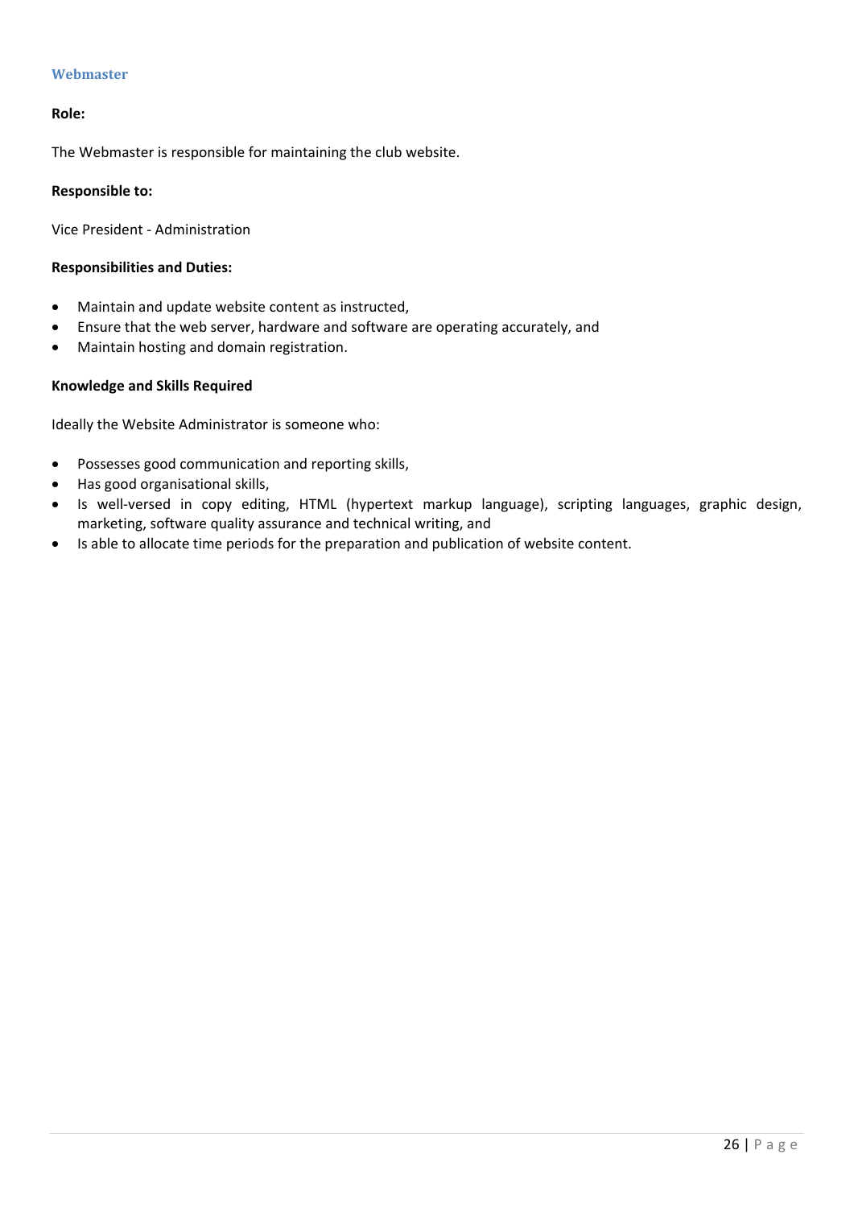### Webmaster

**Role:**

The Webmaster is responsible for maintaining the club website.

**Responsible to:**

Vice President - Administration

**Responsibilities and Duties:**

- Maintain and update website content as instructed,
- Ensure that the web server, hardware and software are operating accurately, and
- Maintain hosting and domain registration.

**Knowledge and Skills Required**

Ideally the Website Administrator is someone who:

- Possesses good communication and reporting skills,
- Has good organisational skills,
- Is well-versed in copy editing, HTML (hypertext markup language), scripting languages, graphic design, marketing, software quality assurance and technical writing, and
- Is able to allocate time periods for the preparation and publication of website content.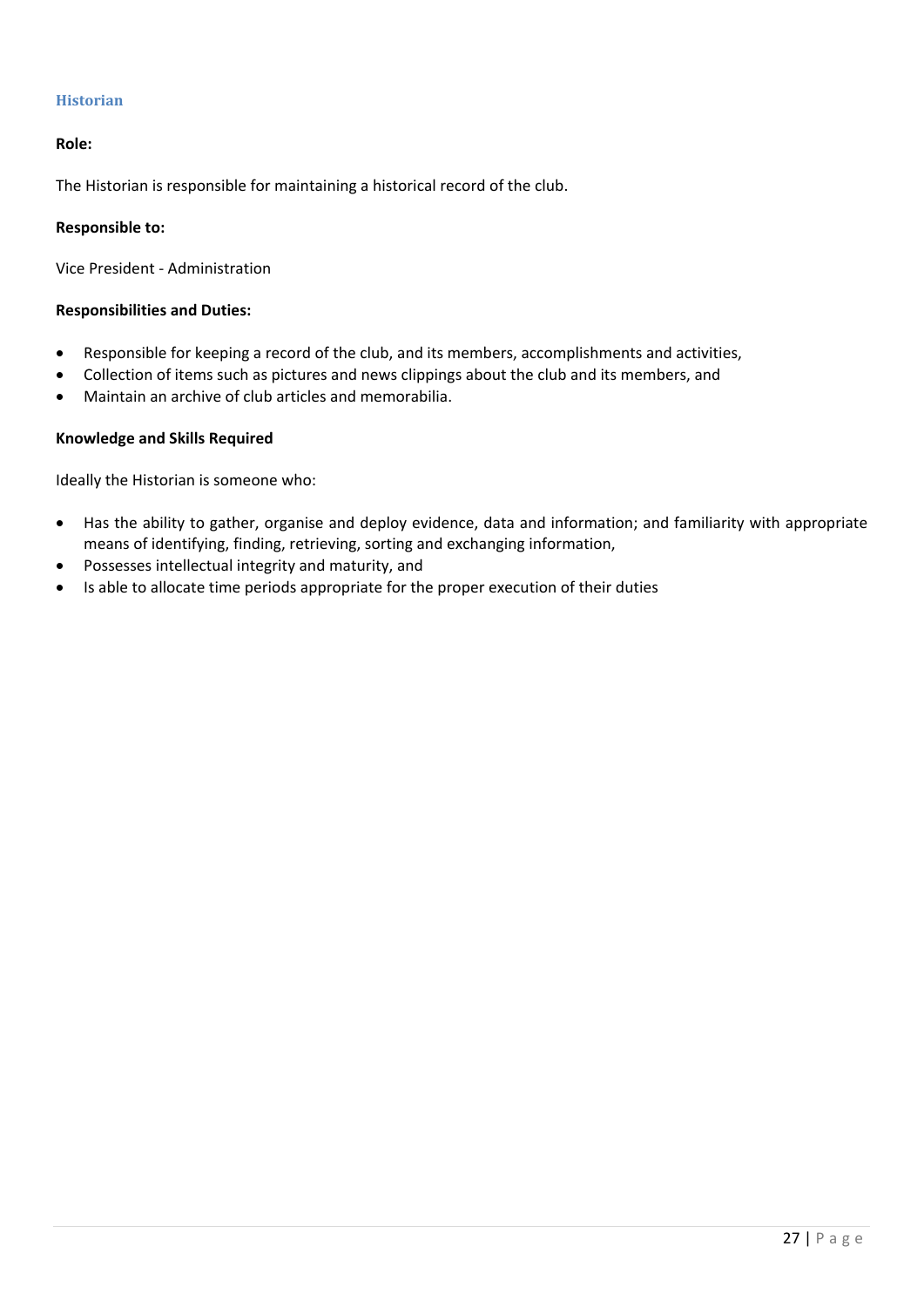### Historian

**Role:**

The Historian is responsible for maintaining a historical record of the club.

**Responsible to:**

Vice President - Administration

**Responsibilities and Duties:**

- Responsible for keeping a record of the club, and its members, accomplishments and activities,
- Collection of items such as pictures and news clippings about the club and its members, and
- Maintain an archive of club articles and memorabilia.

**Knowledge and Skills Required**

Ideally the Historian is someone who:

- Has the ability to gather, organise and deploy evidence, data and information; and familiarity with appropriate means of identifying, finding, retrieving, sorting and exchanging information,
- Possesses intellectual integrity and maturity, and
- Is able to allocate time periods appropriate for the proper execution of their duties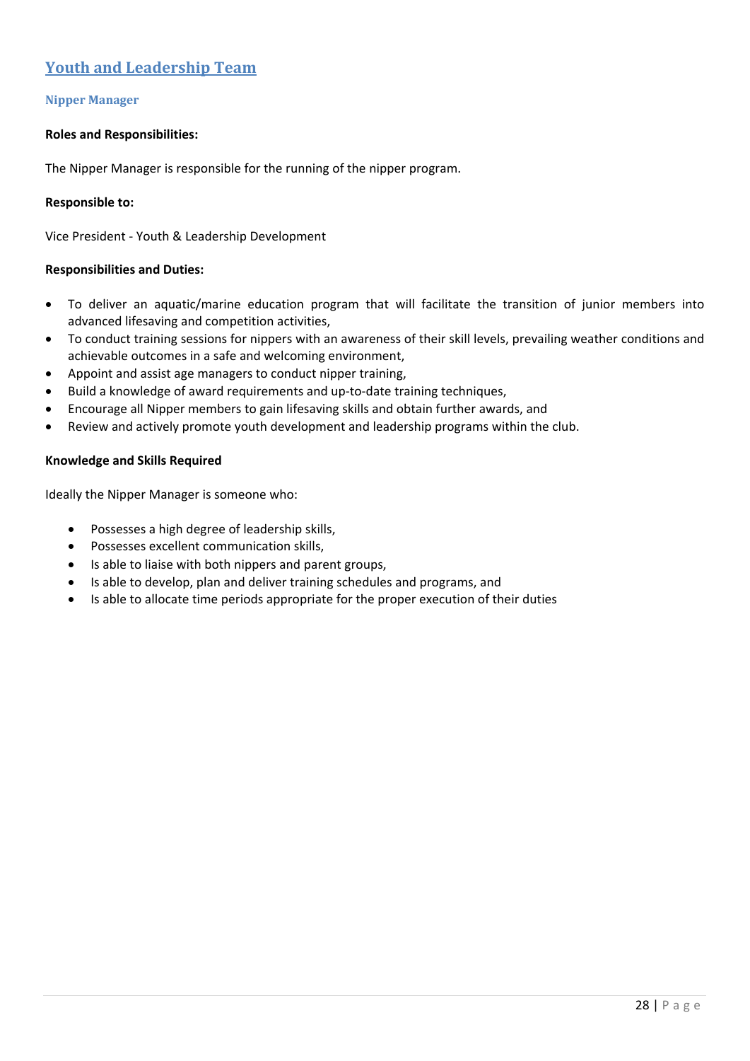## Youth and Leadership Team

### Nipper Manager

**Roles and Responsibilities:**

The Nipper Manager is responsible for the running of the nipper program.

**Responsible to:**

Vice President - Youth & Leadership Development

**Responsibilities and Duties:**

- To deliver an aquatic/marine education program that will facilitate the transition of junior members into advanced lifesaving and competition activities,
- To conduct training sessions for nippers with an awareness of their skill levels, prevailing weather conditions and achievable outcomes in a safe and welcoming environment,
- Appoint and assist age managers to conduct nipper training,
- Build a knowledge of award requirements and up-to-date training techniques,
- Encourage all Nipper members to gain lifesaving skills and obtain further awards, and
- Review and actively promote youth development and leadership programs within the club.

**Knowledge and Skills Required**

Ideally the Nipper Manager is someone who:

- Possesses a high degree of leadership skills,
- Possesses excellent communication skills,
- Is able to liaise with both nippers and parent groups,
- Is able to develop, plan and deliver training schedules and programs, and
- Is able to allocate time periods appropriate for the proper execution of their duties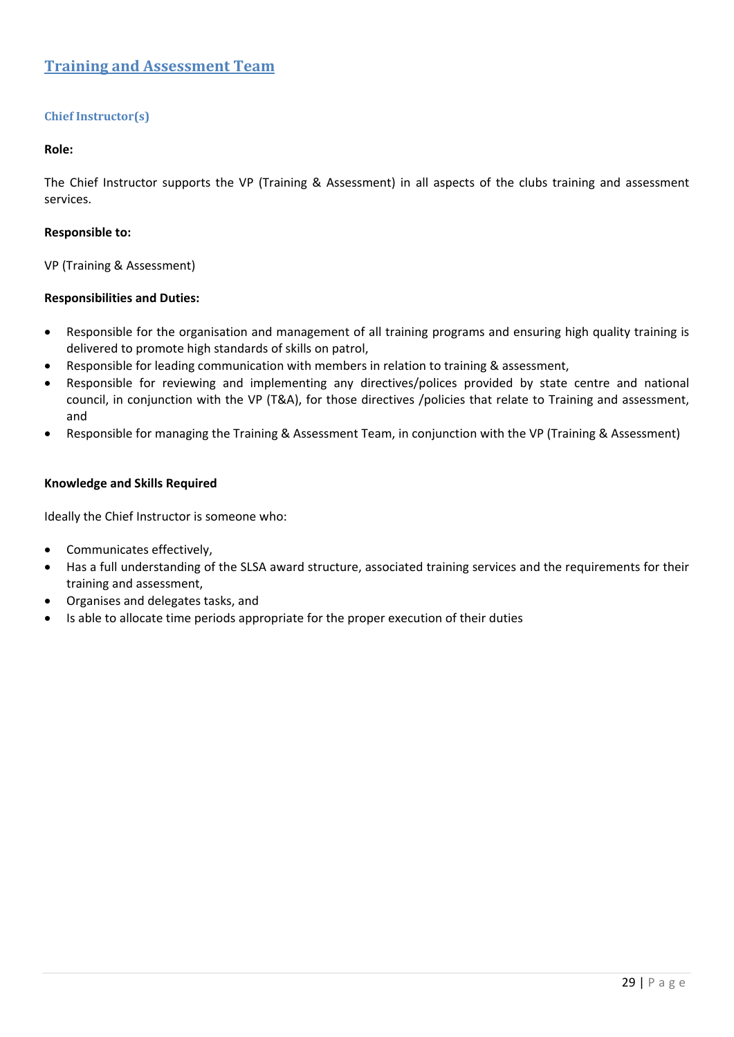## Training and Assessment Team

### Chief Instructor(s)

**Role:**

The Chief Instructor supports the VP (Training & Assessment) in all aspects of the clubs training and assessment services.

**Responsible to:**

VP (Training & Assessment)

**Responsibilities and Duties:**

- Responsible for the organisation and management of all training programs and ensuring high quality training is delivered to promote high standards of skills on patrol,
- Responsible for leading communication with members in relation to training & assessment,
- Responsible for reviewing and implementing any directives/polices provided by state centre and national council, in conjunction with the VP (T&A), for those directives /policies that relate to Training and assessment, and
- Responsible for managing the Training & Assessment Team, in conjunction with the VP (Training & Assessment)

**Knowledge and Skills Required**

Ideally the Chief Instructor is someone who:

- Communicates effectively,
- Has a full understanding of the SLSA award structure, associated training services and the requirements for their training and assessment,
- Organises and delegates tasks, and
- Is able to allocate time periods appropriate for the proper execution of their duties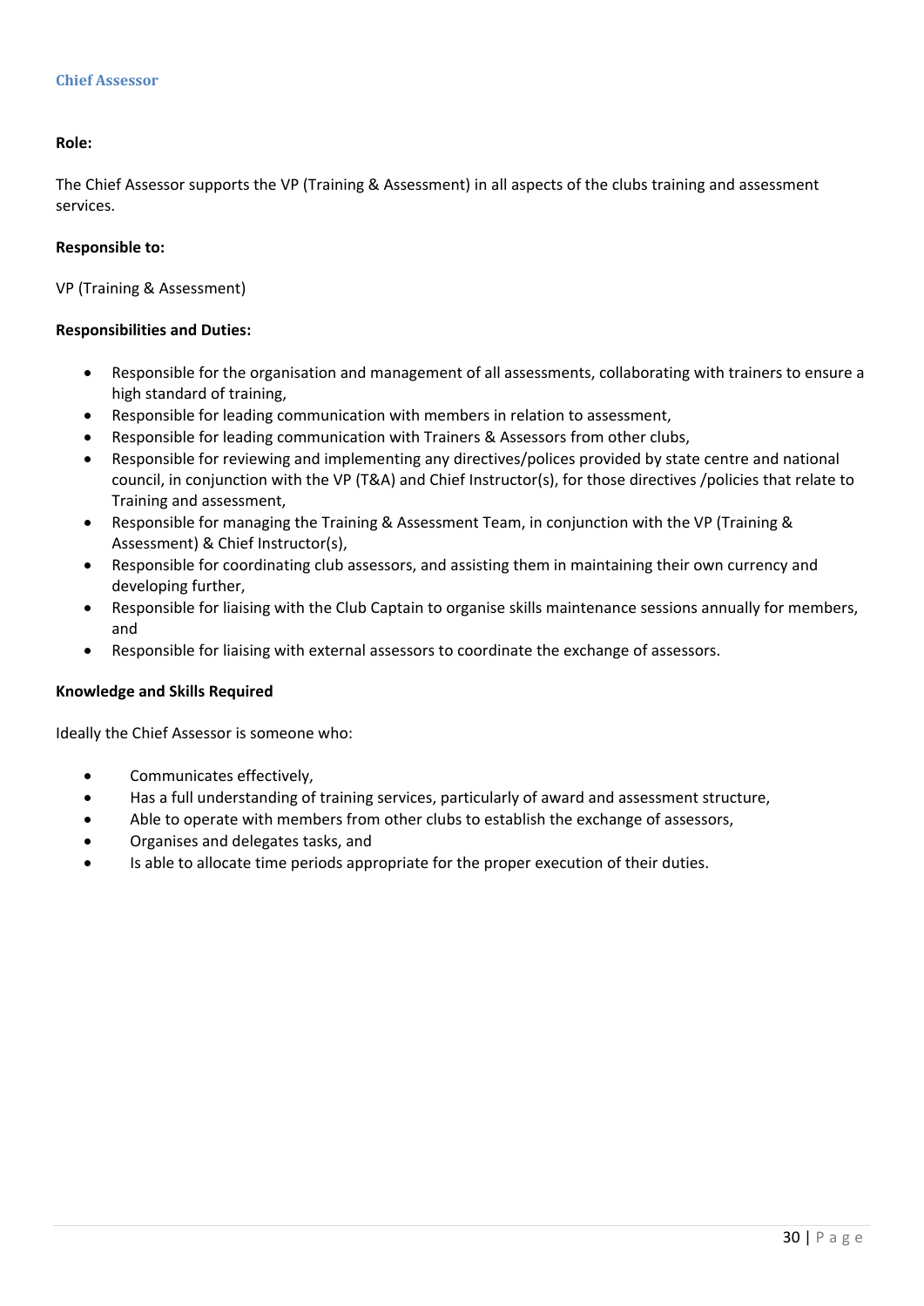### Chief Assessor

**Role:**

The Chief Assessor supports the VP (Training & Assessment) in all aspects of the clubs training and assessment services.

**Responsible to:**

VP (Training & Assessment)

**Responsibilities and Duties:**

- Responsible for the organisation and management of all assessments, collaborating with trainers to ensure a high standard of training,
- Responsible for leading communication with members in relation to assessment,
- Responsible for leading communication with Trainers & Assessors from other clubs,
- Responsible for reviewing and implementing any directives/polices provided by state centre and national council, in conjunction with the VP (T&A) and Chief Instructor(s), for those directives /policies that relate to Training and assessment,
- Responsible for managing the Training & Assessment Team, in conjunction with the VP (Training & Assessment) & Chief Instructor(s),
- Responsible for coordinating club assessors, and assisting them in maintaining their own currency and developing further,
- Responsible for liaising with the Club Captain to organise skills maintenance sessions annually for members, and
- Responsible for liaising with external assessors to coordinate the exchange of assessors.

**Knowledge and Skills Required**

Ideally the Chief Assessor is someone who:

- Communicates effectively,
- Has a full understanding of training services, particularly of award and assessment structure,
- Able to operate with members from other clubs to establish the exchange of assessors,
- Organises and delegates tasks, and
- Is able to allocate time periods appropriate for the proper execution of their duties.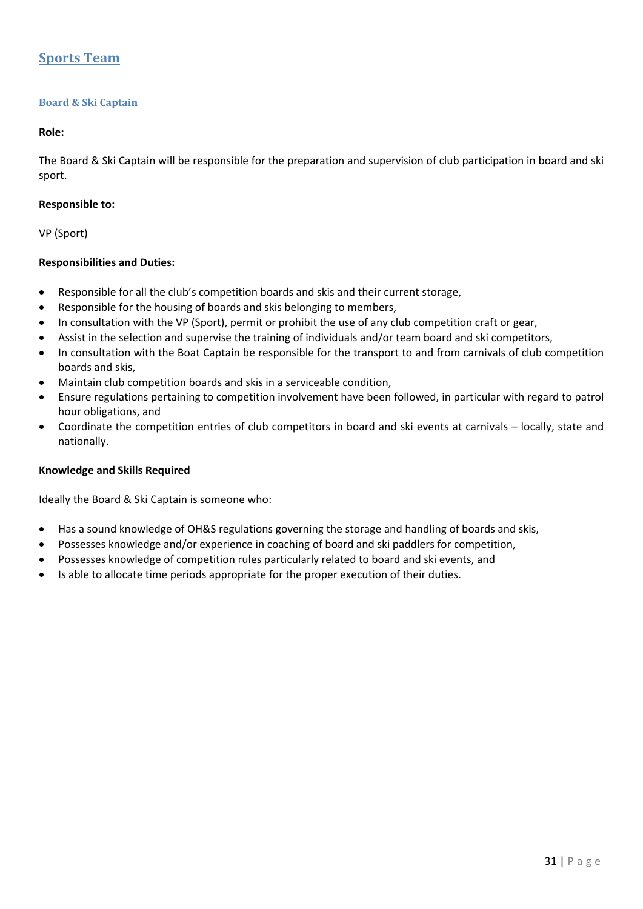## Sports Team

### Board & Ski Captain

**Role:**

The Board & Ski Captain will be responsible for the preparation and supervision of club participation in board and ski sport.

**Responsible to:**

VP (Sport)

**Responsibilities and Duties:**

- Responsible for all the club's competition boards and skis and their current storage,
- Responsible for the housing of boards and skis belonging to members,
- In consultation with the VP (Sport), permit or prohibit the use of any club competition craft or gear,
- Assist in the selection and supervise the training of individuals and/or team board and ski competitors,
- In consultation with the Boat Captain be responsible for the transport to and from carnivals of club competition boards and skis,
- Maintain club competition boards and skis in a serviceable condition,
- Ensure regulations pertaining to competition involvement have been followed, in particular with regard to patrol hour obligations, and
- Coordinate the competition entries of club competitors in board and ski events at carnivals – locally, state and nationally.

**Knowledge and Skills Required**

Ideally the Board & Ski Captain is someone who:

- Has a sound knowledge of OH&S regulations governing the storage and handling of boards and skis,
- Possesses knowledge and/or experience in coaching of board and ski paddlers for competition,
- Possesses knowledge of competition rules particularly related to board and ski events, and
- Is able to allocate time periods appropriate for the proper execution of their duties.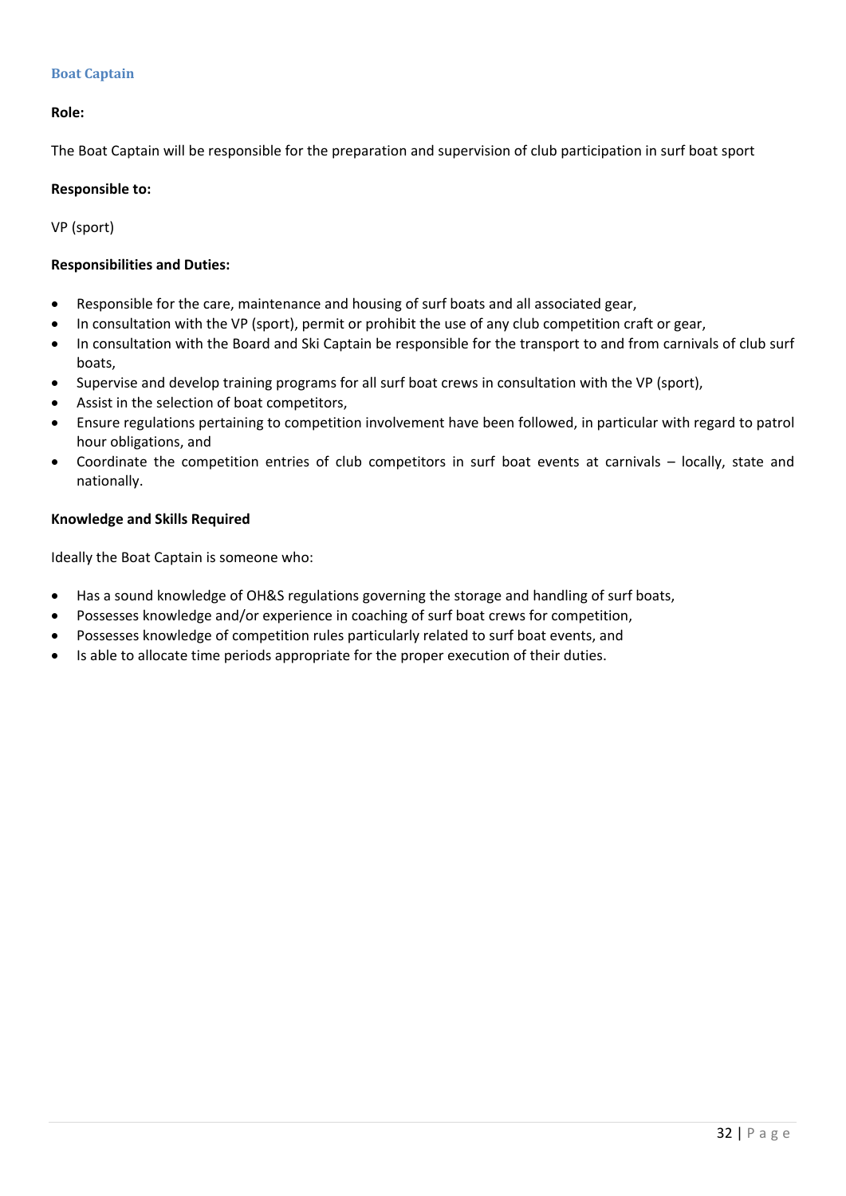### Boat Captain

**Role:**

The Boat Captain will be responsible for the preparation and supervision of club participation in surf boat sport

**Responsible to:**

VP (sport)

**Responsibilities and Duties:**

- Responsible for the care, maintenance and housing of surf boats and all associated gear,
- In consultation with the VP (sport), permit or prohibit the use of any club competition craft or gear,
- In consultation with the Board and Ski Captain be responsible for the transport to and from carnivals of club surf boats,
- Supervise and develop training programs for all surf boat crews in consultation with the VP (sport),
- Assist in the selection of boat competitors,
- Ensure regulations pertaining to competition involvement have been followed, in particular with regard to patrol hour obligations, and
- Coordinate the competition entries of club competitors in surf boat events at carnivals – locally, state and nationally.

**Knowledge and Skills Required**

Ideally the Boat Captain is someone who:

- Has a sound knowledge of OH&S regulations governing the storage and handling of surf boats,
- Possesses knowledge and/or experience in coaching of surf boat crews for competition,
- Possesses knowledge of competition rules particularly related to surf boat events, and
- Is able to allocate time periods appropriate for the proper execution of their duties.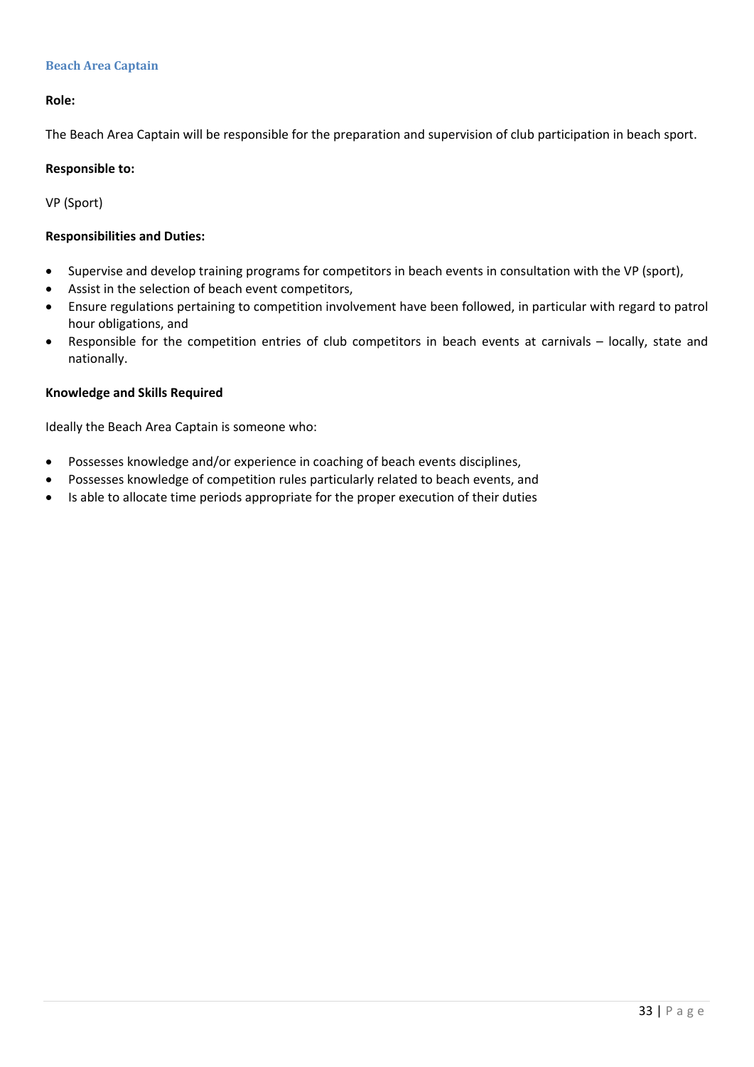### Beach Area Captain

**Role:**

The Beach Area Captain will be responsible for the preparation and supervision of club participation in beach sport.

**Responsible to:**

VP (Sport)

**Responsibilities and Duties:**

- Supervise and develop training programs for competitors in beach events in consultation with the VP (sport),
- Assist in the selection of beach event competitors,
- Ensure regulations pertaining to competition involvement have been followed, in particular with regard to patrol hour obligations, and
- Responsible for the competition entries of club competitors in beach events at carnivals – locally, state and nationally.

**Knowledge and Skills Required**

Ideally the Beach Area Captain is someone who:

- Possesses knowledge and/or experience in coaching of beach events disciplines,
- Possesses knowledge of competition rules particularly related to beach events, and
- Is able to allocate time periods appropriate for the proper execution of their duties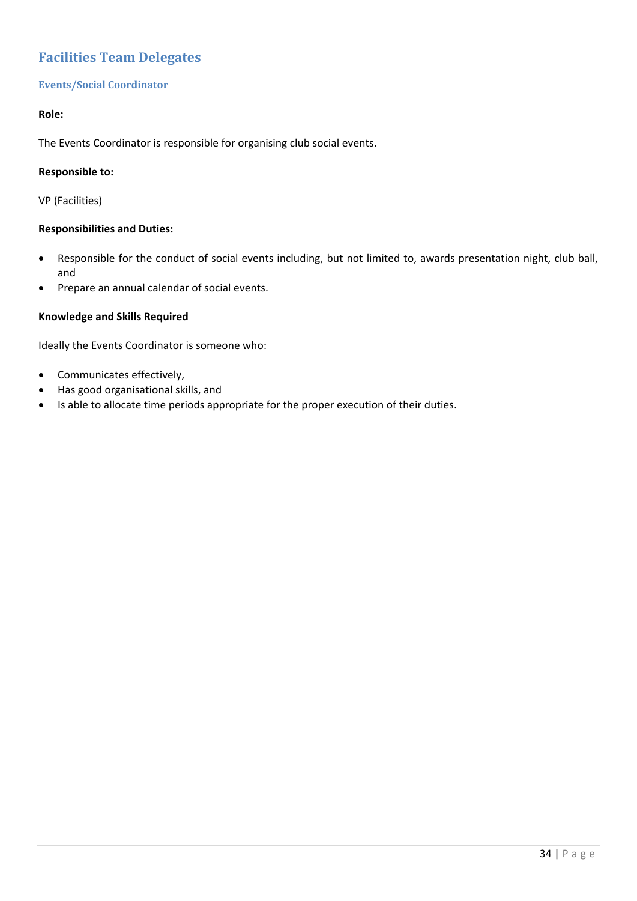## Facilities Team Delegates

### Events/Social Coordinator

**Role:**

The Events Coordinator is responsible for organising club social events.

**Responsible to:**

VP (Facilities)

**Responsibilities and Duties:**

- Responsible for the conduct of social events including, but not limited to, awards presentation night, club ball, and
- Prepare an annual calendar of social events.

**Knowledge and Skills Required**

Ideally the Events Coordinator is someone who:

- Communicates effectively,
- Has good organisational skills, and
- Is able to allocate time periods appropriate for the proper execution of their duties.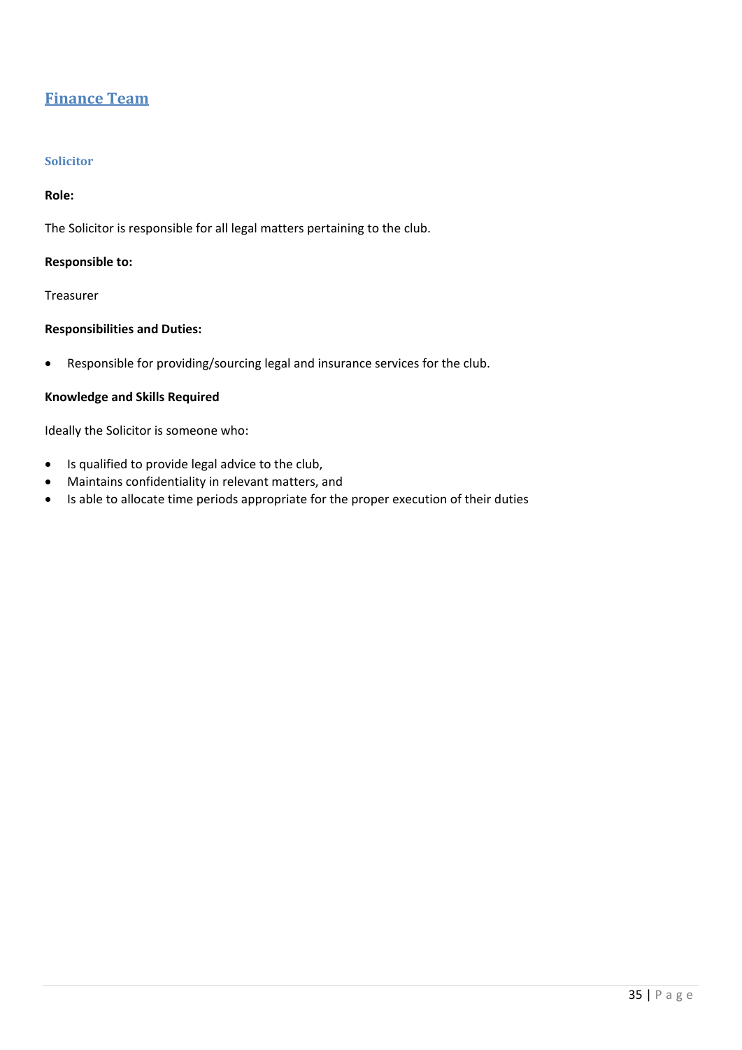## Finance Team

### Solicitor

**Role:**

The Solicitor is responsible for all legal matters pertaining to the club.

**Responsible to:**

Treasurer

**Responsibilities and Duties:**

- Responsible for providing/sourcing legal and insurance services for the club.

**Knowledge and Skills Required**

Ideally the Solicitor is someone who:

- Is qualified to provide legal advice to the club,
- Maintains confidentiality in relevant matters, and
- Is able to allocate time periods appropriate for the proper execution of their duties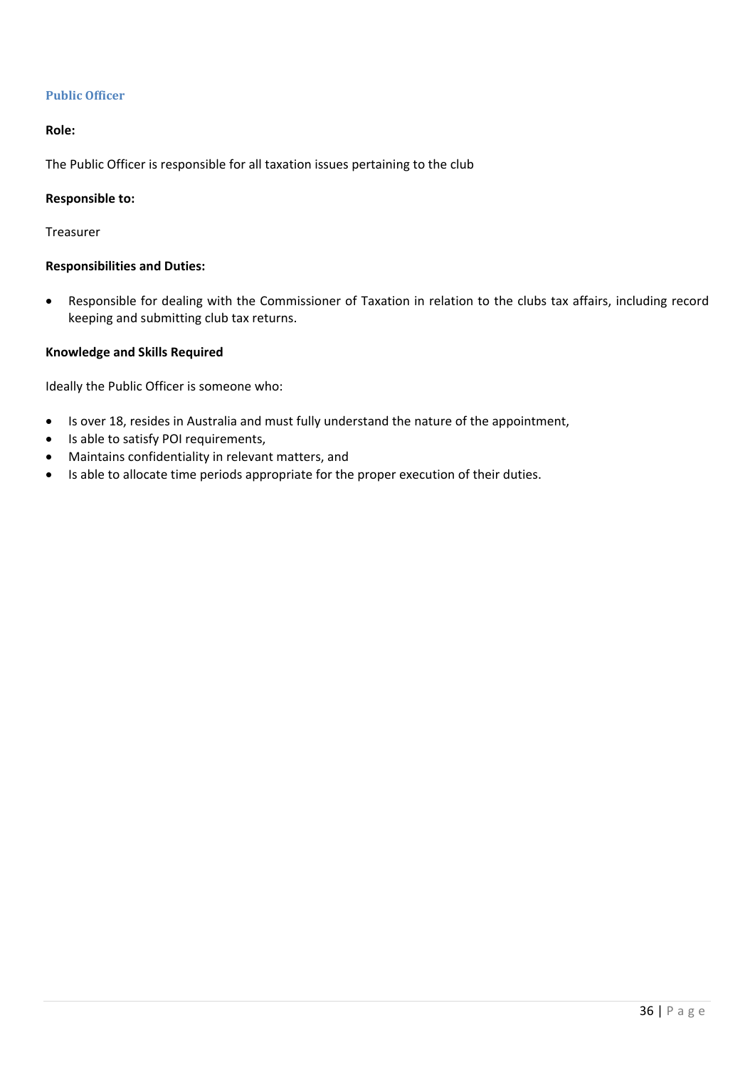### Public Officer

**Role:**

The Public Officer is responsible for all taxation issues pertaining to the club

**Responsible to:**

Treasurer

**Responsibilities and Duties:**

- Responsible for dealing with the Commissioner of Taxation in relation to the clubs tax affairs, including record keeping and submitting club tax returns.

**Knowledge and Skills Required**

Ideally the Public Officer is someone who:

- Is over 18, resides in Australia and must fully understand the nature of the appointment,
- Is able to satisfy POI requirements,
- Maintains confidentiality in relevant matters, and
- Is able to allocate time periods appropriate for the proper execution of their duties.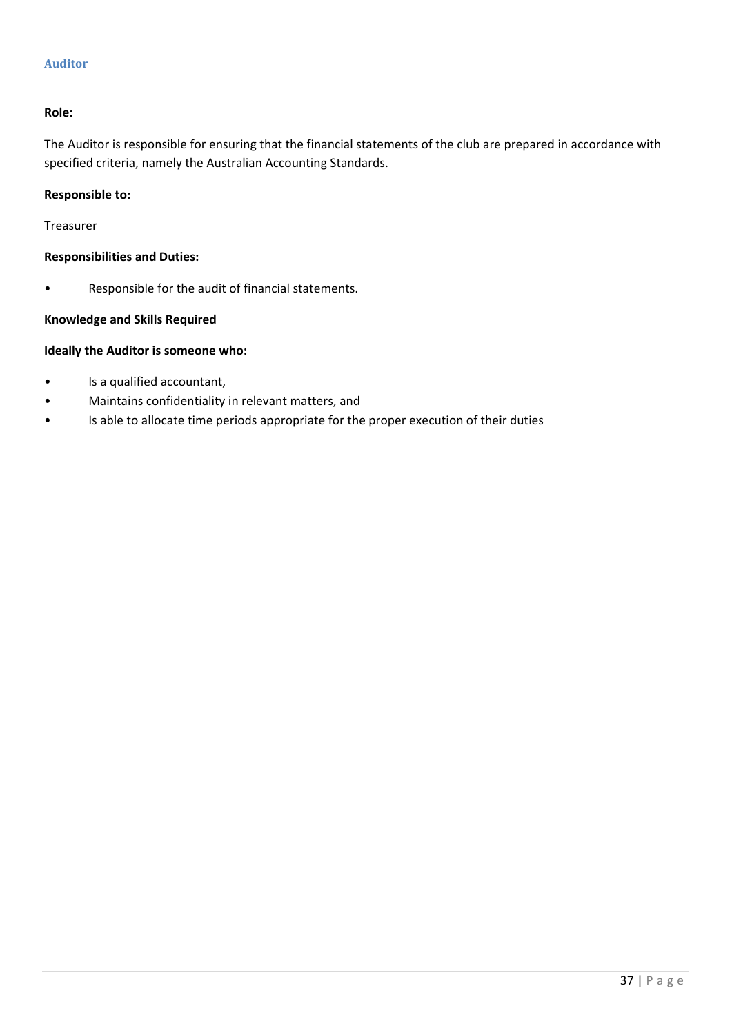### Auditor

**Role:**

The Auditor is responsible for ensuring that the financial statements of the club are prepared in accordance with specified criteria, namely the Australian Accounting Standards.

**Responsible to:**

Treasurer

**Responsibilities and Duties:**

- Responsible for the audit of financial statements.

**Knowledge and Skills Required**

**Ideally the Auditor is someone who:**

- Is a qualified accountant,
- Maintains confidentiality in relevant matters, and
- Is able to allocate time periods appropriate for the proper execution of their duties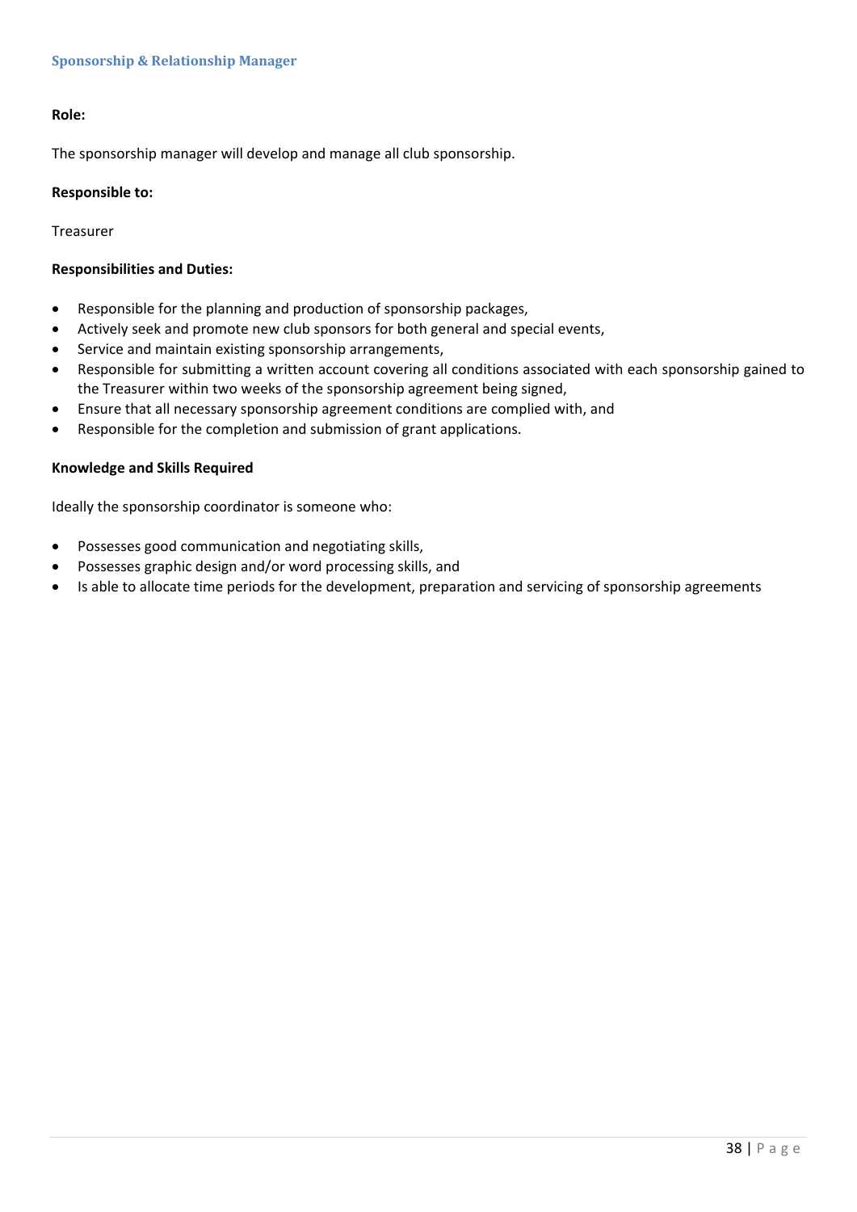## Sponsorship & Relationship Manager

**Role:**

The sponsorship manager will develop and manage all club sponsorship.

**Responsible to:**

Treasurer

**Responsibilities and Duties:**

- Responsible for the planning and production of sponsorship packages,
- Actively seek and promote new club sponsors for both general and special events,
- Service and maintain existing sponsorship arrangements,
- Responsible for submitting a written account covering all conditions associated with each sponsorship gained to the Treasurer within two weeks of the sponsorship agreement being signed,
- Ensure that all necessary sponsorship agreement conditions are complied with, and
- Responsible for the completion and submission of grant applications.

**Knowledge and Skills Required**

Ideally the sponsorship coordinator is someone who:

- Possesses good communication and negotiating skills,
- Possesses graphic design and/or word processing skills, and
- Is able to allocate time periods for the development, preparation and servicing of sponsorship agreements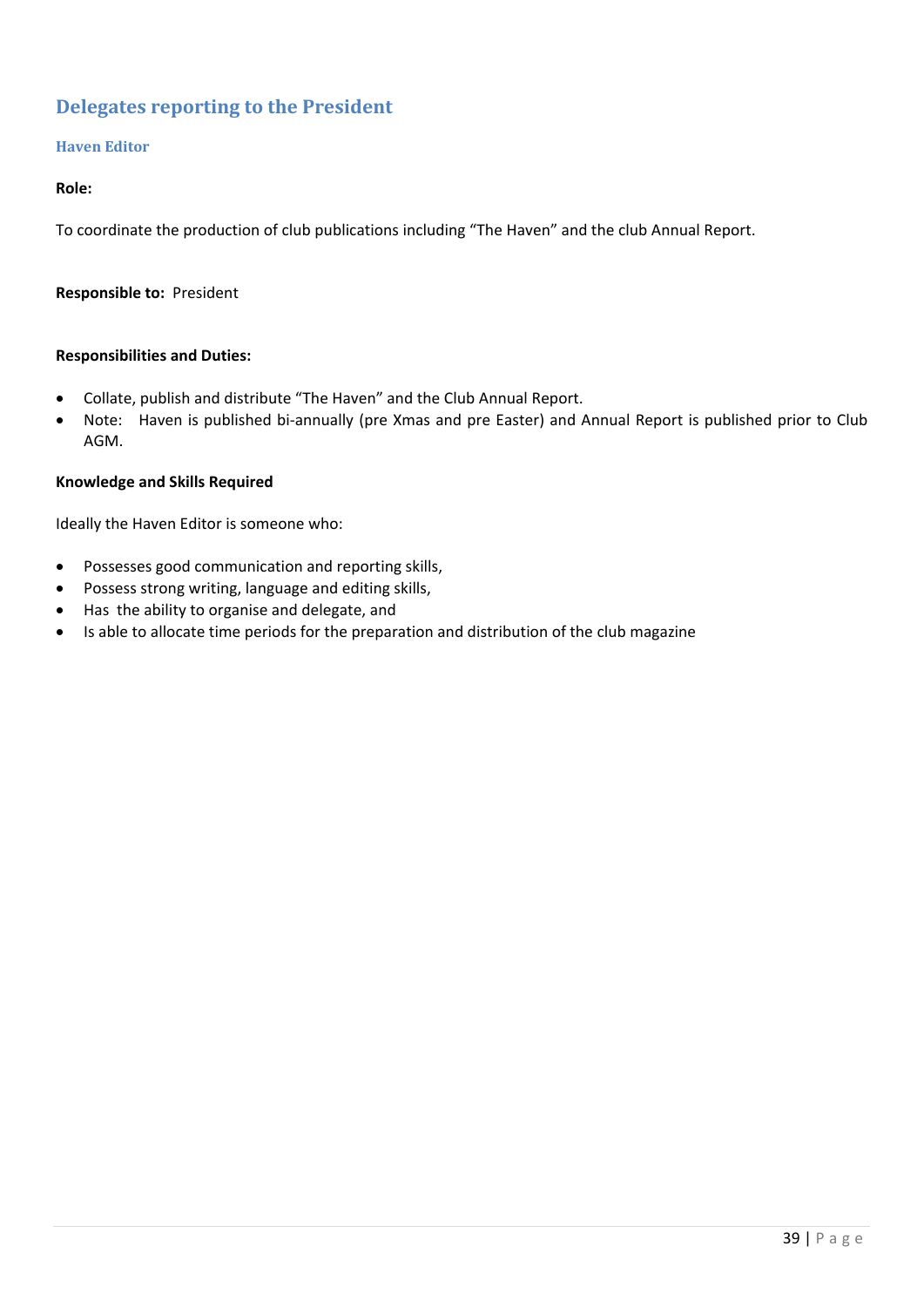## Delegates reporting to the President

### Haven Editor

**Role:**

To coordinate the production of club publications including "The Haven" and the club Annual Report.

**Responsible to:** President

**Responsibilities and Duties:**

- Collate, publish and distribute "The Haven" and the Club Annual Report.
- Note: Haven is published bi-annually (pre Xmas and pre Easter) and Annual Report is published prior to Club AGM.

**Knowledge and Skills Required**

Ideally the Haven Editor is someone who:

- Possesses good communication and reporting skills,
- Possess strong writing, language and editing skills,
- Has the ability to organise and delegate, and
- Is able to allocate time periods for the preparation and distribution of the club magazine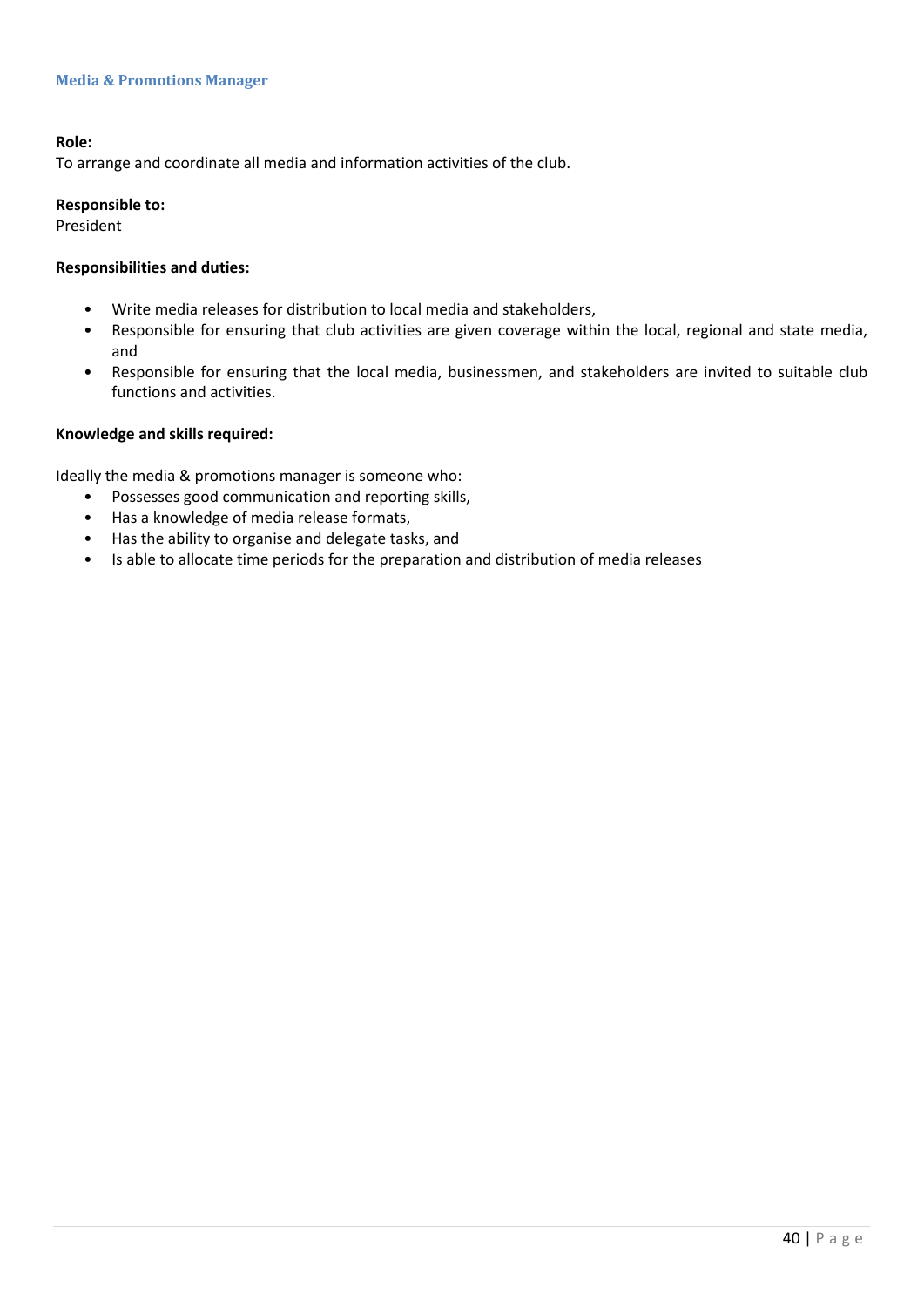### Media & Promotions Manager

**Role:**
To arrange and coordinate all media and information activities of the club.

**Responsible to:**
President

**Responsibilities and duties:**

- Write media releases for distribution to local media and stakeholders,
- Responsible for ensuring that club activities are given coverage within the local, regional and state media, and
- Responsible for ensuring that the local media, businessmen, and stakeholders are invited to suitable club functions and activities.

**Knowledge and skills required:**

Ideally the media & promotions manager is someone who:

- Possesses good communication and reporting skills,
- Has a knowledge of media release formats,
- Has the ability to organise and delegate tasks, and
- Is able to allocate time periods for the preparation and distribution of media releases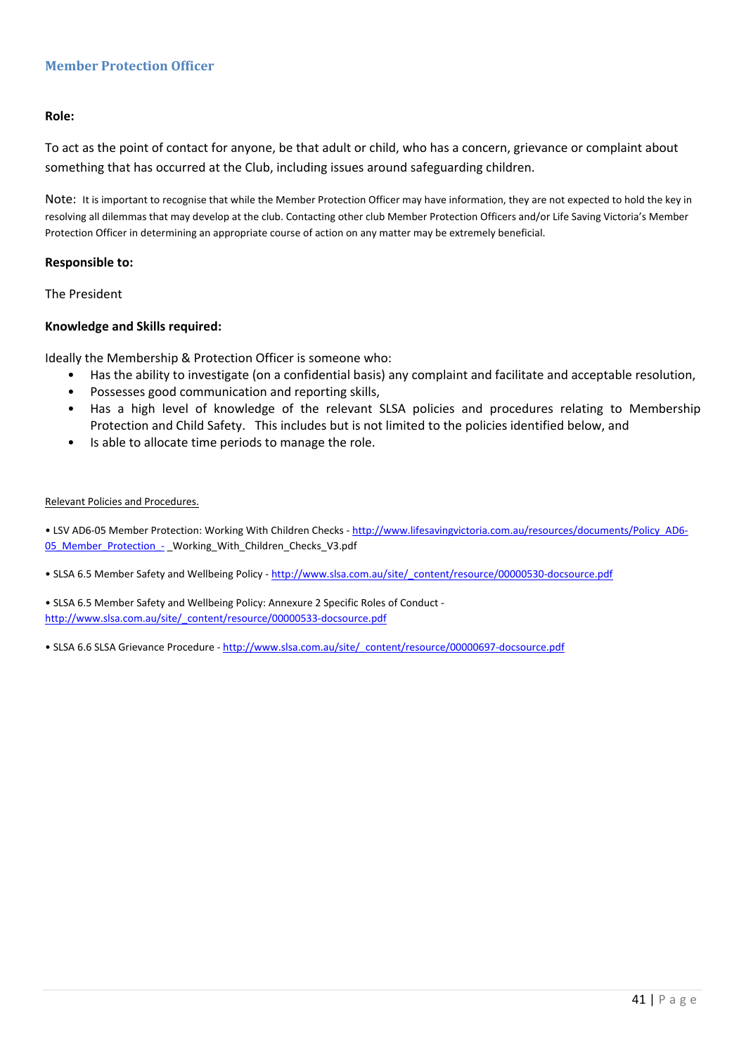## Member Protection Officer

**Role:**

To act as the point of contact for anyone, be that adult or child, who has a concern, grievance or complaint about something that has occurred at the Club, including issues around safeguarding children.

Note: It is important to recognise that while the Member Protection Officer may have information, they are not expected to hold the key in resolving all dilemmas that may develop at the club. Contacting other club Member Protection Officers and/or Life Saving Victoria's Member Protection Officer in determining an appropriate course of action on any matter may be extremely beneficial.

**Responsible to:**

The President

**Knowledge and Skills required:**

Ideally the Membership & Protection Officer is someone who:

- Has the ability to investigate (on a confidential basis) any complaint and facilitate and acceptable resolution,
- Possesses good communication and reporting skills,
- Has a high level of knowledge of the relevant SLSA policies and procedures relating to Membership Protection and Child Safety. This includes but is not limited to the policies identified below, and
- Is able to allocate time periods to manage the role.

Relevant Policies and Procedures.

• LSV AD6-05 Member Protection: Working With Children Checks - http://www.lifesavingvictoria.com.au/resources/documents/Policy_AD6-05_Member_Protection_-_Working_With_Children_Checks_V3.pdf

• SLSA 6.5 Member Safety and Wellbeing Policy - http://www.slsa.com.au/site/_content/resource/00000530-docsource.pdf

• SLSA 6.5 Member Safety and Wellbeing Policy: Annexure 2 Specific Roles of Conduct - http://www.slsa.com.au/site/_content/resource/00000533-docsource.pdf

• SLSA 6.6 SLSA Grievance Procedure - http://www.slsa.com.au/site/_content/resource/00000697-docsource.pdf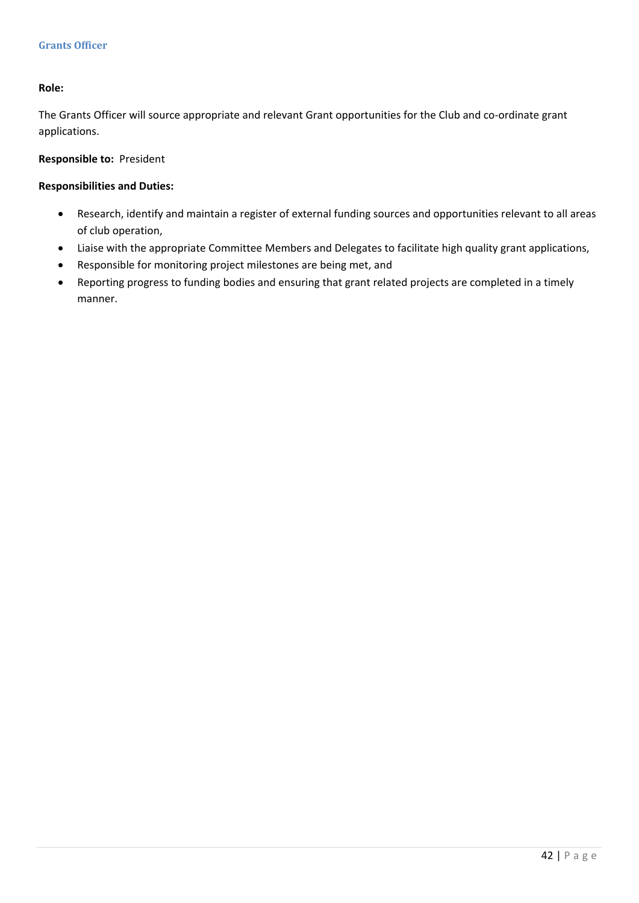## Grants Officer

**Role:**

The Grants Officer will source appropriate and relevant Grant opportunities for the Club and co-ordinate grant applications.

**Responsible to:** President

**Responsibilities and Duties:**

- Research, identify and maintain a register of external funding sources and opportunities relevant to all areas of club operation,
- Liaise with the appropriate Committee Members and Delegates to facilitate high quality grant applications,
- Responsible for monitoring project milestones are being met, and
- Reporting progress to funding bodies and ensuring that grant related projects are completed in a timely manner.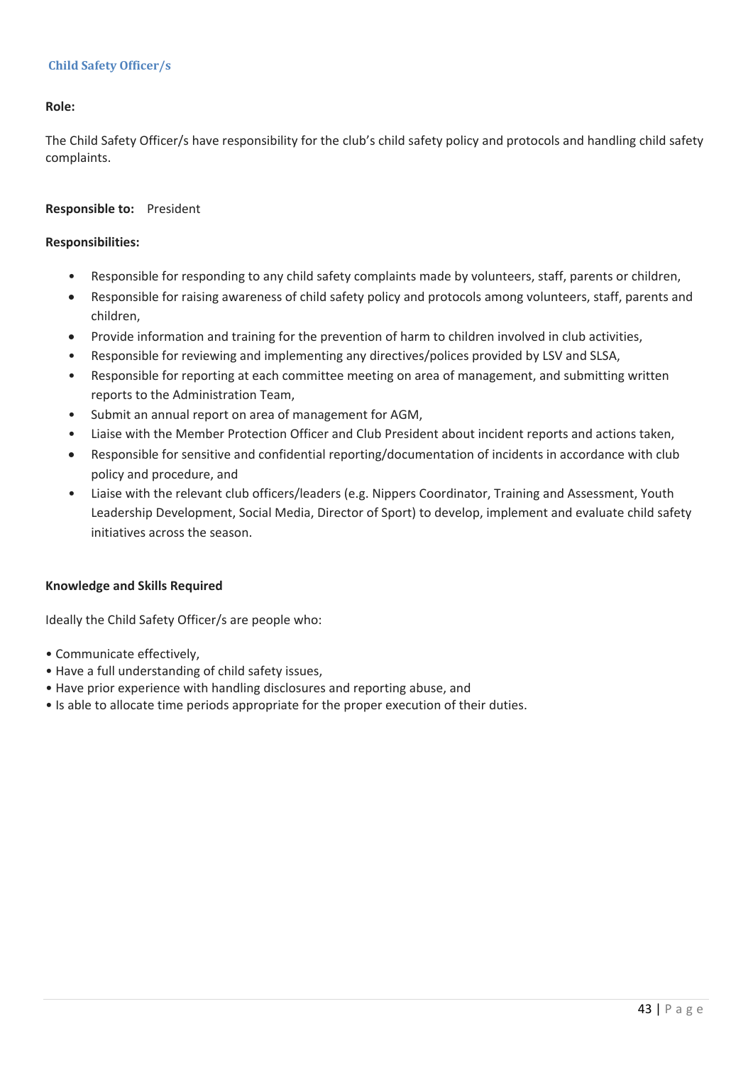### Child Safety Officer/s

**Role:**

The Child Safety Officer/s have responsibility for the club's child safety policy and protocols and handling child safety complaints.

**Responsible to:** President

**Responsibilities:**

- Responsible for responding to any child safety complaints made by volunteers, staff, parents or children,
- Responsible for raising awareness of child safety policy and protocols among volunteers, staff, parents and children,
- Provide information and training for the prevention of harm to children involved in club activities,
- Responsible for reviewing and implementing any directives/polices provided by LSV and SLSA,
- Responsible for reporting at each committee meeting on area of management, and submitting written reports to the Administration Team,
- Submit an annual report on area of management for AGM,
- Liaise with the Member Protection Officer and Club President about incident reports and actions taken,
- Responsible for sensitive and confidential reporting/documentation of incidents in accordance with club policy and procedure, and
- Liaise with the relevant club officers/leaders (e.g. Nippers Coordinator, Training and Assessment, Youth Leadership Development, Social Media, Director of Sport) to develop, implement and evaluate child safety initiatives across the season.

**Knowledge and Skills Required**

Ideally the Child Safety Officer/s are people who:

- Communicate effectively,
- Have a full understanding of child safety issues,
- Have prior experience with handling disclosures and reporting abuse, and
- Is able to allocate time periods appropriate for the proper execution of their duties.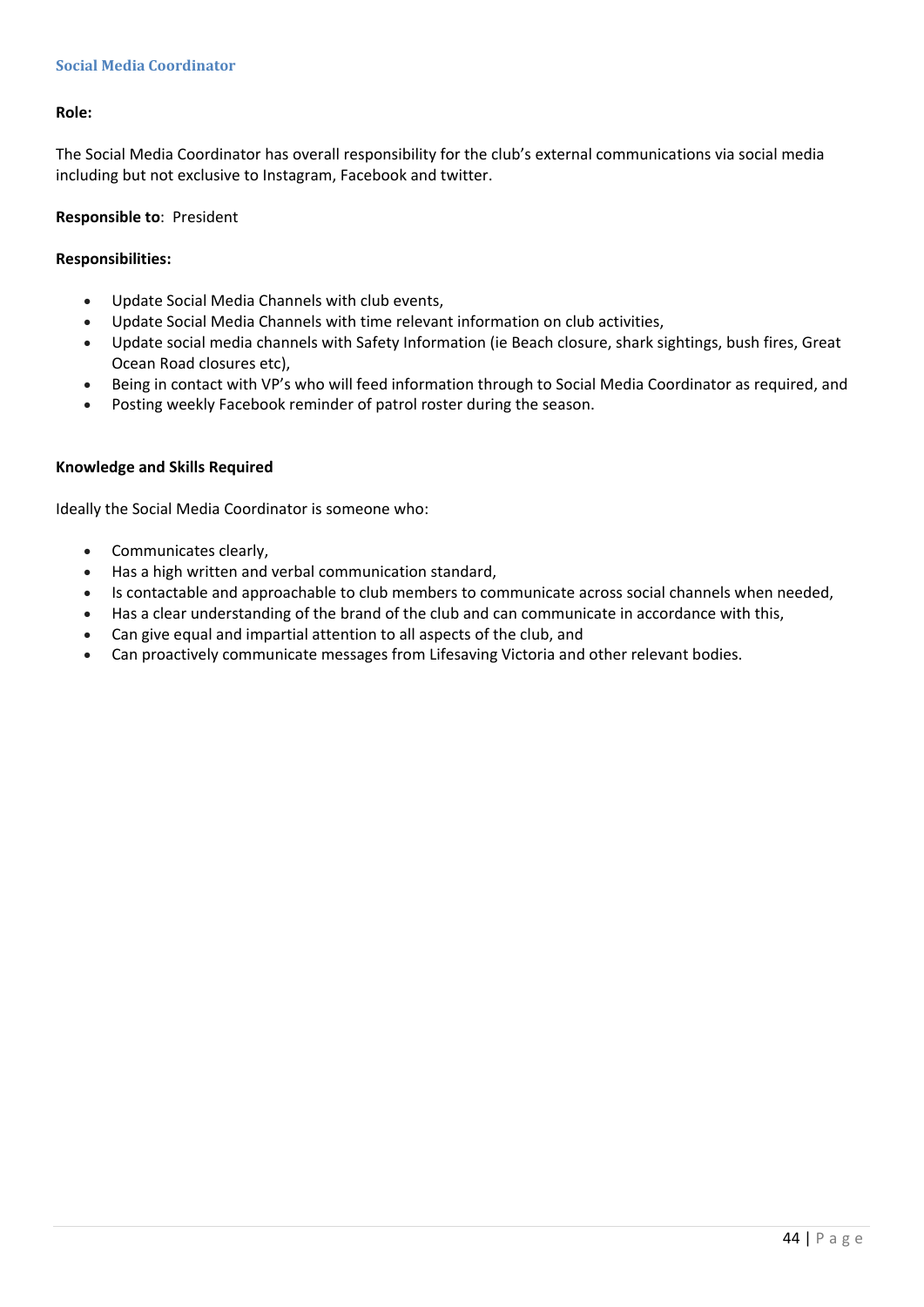### Social Media Coordinator

**Role:**

The Social Media Coordinator has overall responsibility for the club's external communications via social media including but not exclusive to Instagram, Facebook and twitter.

**Responsible to**: President

**Responsibilities:**

- Update Social Media Channels with club events,
- Update Social Media Channels with time relevant information on club activities,
- Update social media channels with Safety Information (ie Beach closure, shark sightings, bush fires, Great Ocean Road closures etc),
- Being in contact with VP's who will feed information through to Social Media Coordinator as required, and
- Posting weekly Facebook reminder of patrol roster during the season.

**Knowledge and Skills Required**

Ideally the Social Media Coordinator is someone who:

- Communicates clearly,
- Has a high written and verbal communication standard,
- Is contactable and approachable to club members to communicate across social channels when needed,
- Has a clear understanding of the brand of the club and can communicate in accordance with this,
- Can give equal and impartial attention to all aspects of the club, and
- Can proactively communicate messages from Lifesaving Victoria and other relevant bodies.